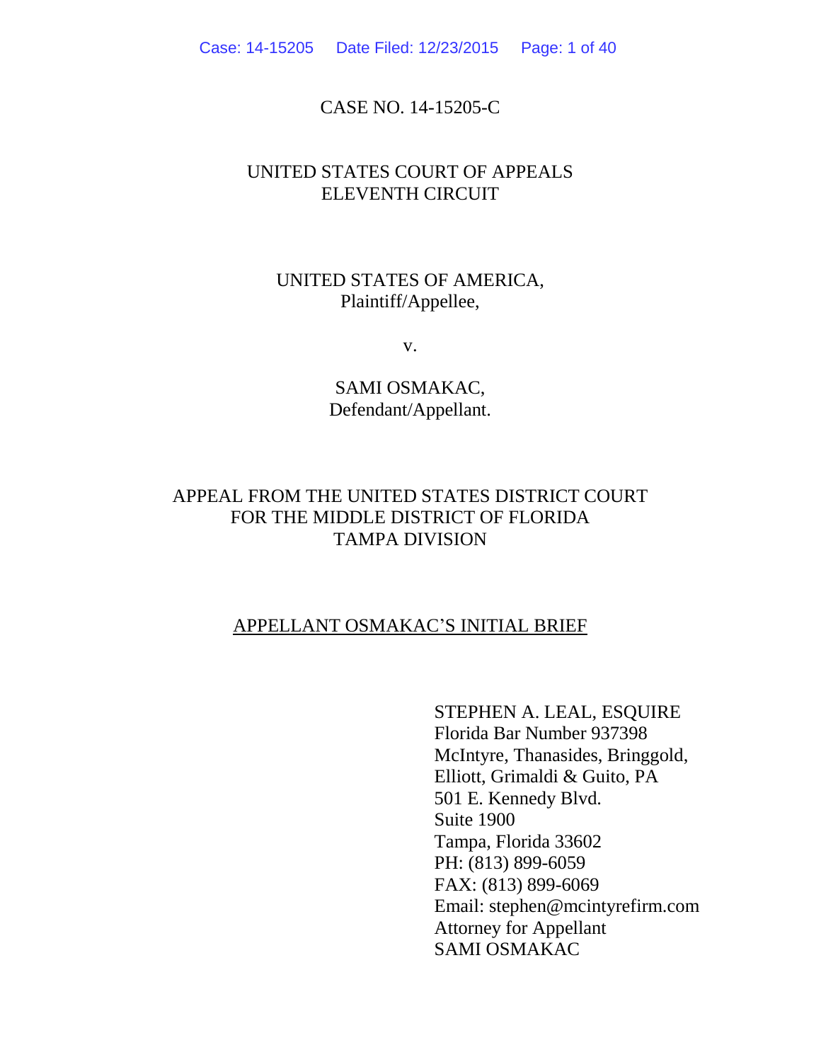CASE NO. 14-15205-C

UNITED STATES COURT OF APPEALS
ELEVENTH CIRCUIT

UNITED STATES OF AMERICA,
Plaintiff/Appellee,

v.

SAMI OSMAKAC,
Defendant/Appellant.

APPEAL FROM THE UNITED STATES DISTRICT COURT
FOR THE MIDDLE DISTRICT OF FLORIDA
TAMPA DIVISION

APPELLANT OSMAKAC'S INITIAL BRIEF

STEPHEN A. LEAL, ESQUIRE
Florida Bar Number 937398
McIntyre, Thanasides, Bringgold,
Elliott, Grimaldi & Guito, PA
501 E. Kennedy Blvd.
Suite 1900
Tampa, Florida 33602
PH: (813) 899-6059
FAX: (813) 899-6069
Email: stephen@mcintyrefirm.com
Attorney for Appellant
SAMI OSMAKAC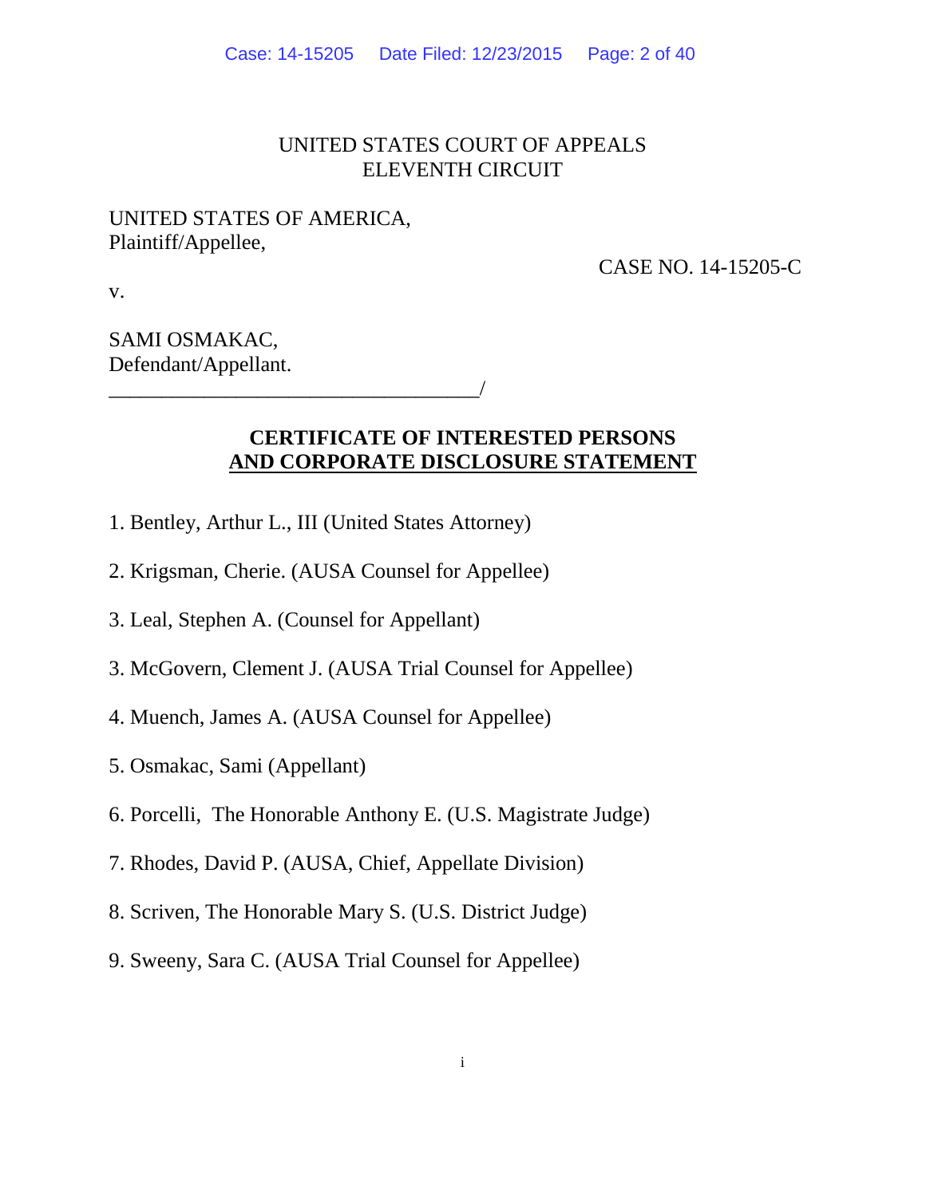UNITED STATES COURT OF APPEALS
ELEVENTH CIRCUIT

UNITED STATES OF AMERICA,
Plaintiff/Appellee,

CASE NO. 14-15205-C

v.

SAMI OSMAKAC,
Defendant/Appellant.
_____________________________________/

**CERTIFICATE OF INTERESTED PERSONS**
**AND CORPORATE DISCLOSURE STATEMENT**

1. Bentley, Arthur L., III (United States Attorney)

2. Krigsman, Cherie. (AUSA Counsel for Appellee)

3. Leal, Stephen A. (Counsel for Appellant)

3. McGovern, Clement J. (AUSA Trial Counsel for Appellee)

4. Muench, James A. (AUSA Counsel for Appellee)

5. Osmakac, Sami (Appellant)

6. Porcelli, The Honorable Anthony E. (U.S. Magistrate Judge)

7. Rhodes, David P. (AUSA, Chief, Appellate Division)

8. Scriven, The Honorable Mary S. (U.S. District Judge)

9. Sweeny, Sara C. (AUSA Trial Counsel for Appellee)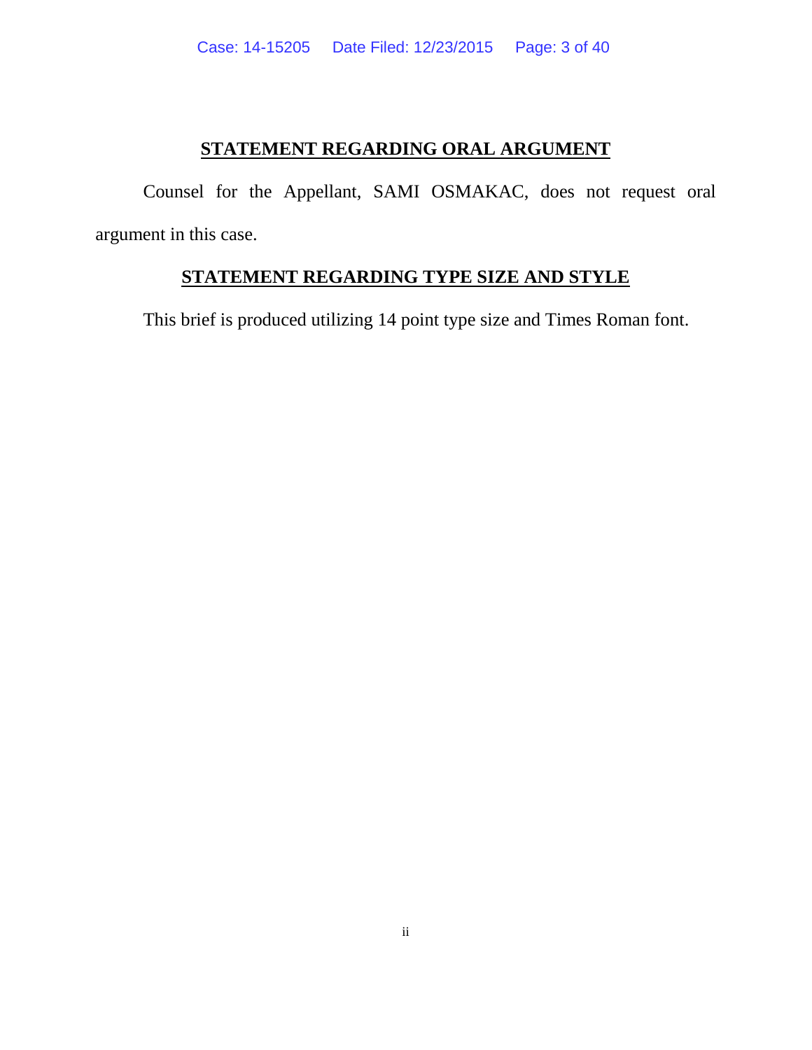## STATEMENT REGARDING ORAL ARGUMENT

Counsel for the Appellant, SAMI OSMAKAC, does not request oral argument in this case.

## STATEMENT REGARDING TYPE SIZE AND STYLE

This brief is produced utilizing 14 point type size and Times Roman font.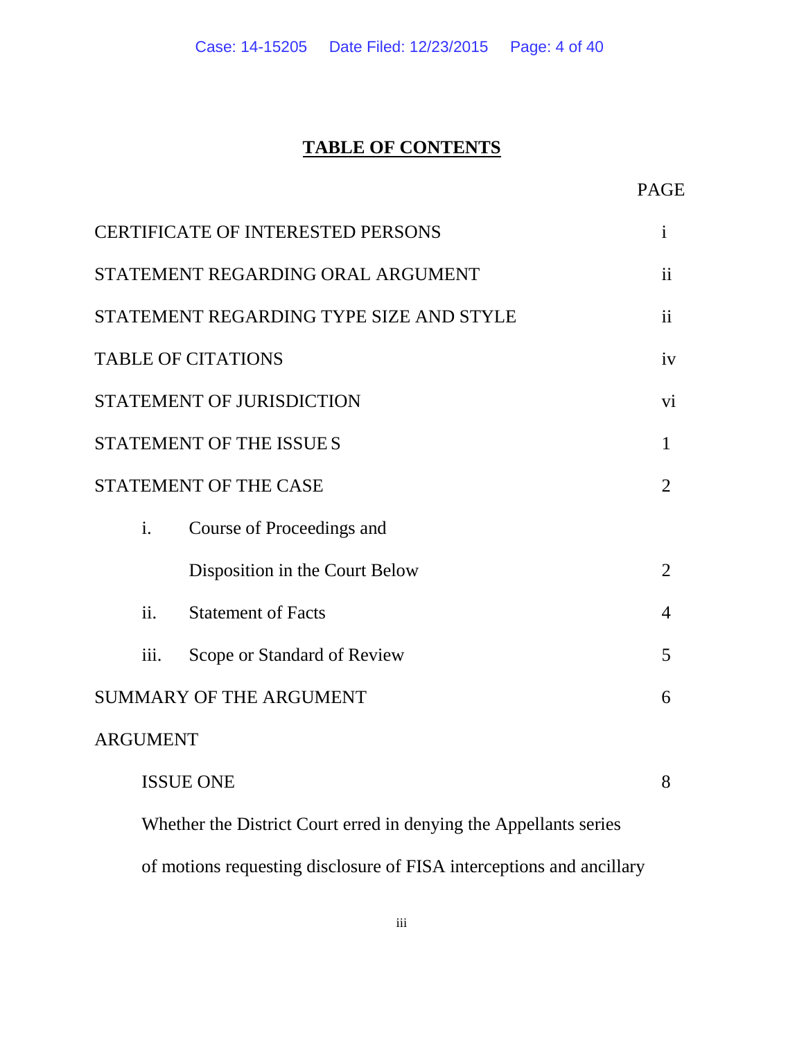# TABLE OF CONTENTS

| | PAGE |
|---|---|
| CERTIFICATE OF INTERESTED PERSONS | i |
| STATEMENT REGARDING ORAL ARGUMENT | ii |
| STATEMENT REGARDING TYPE SIZE AND STYLE | ii |
| TABLE OF CITATIONS | iv |
| STATEMENT OF JURISDICTION | vi |
| STATEMENT OF THE ISSUE S | 1 |
| STATEMENT OF THE CASE | 2 |
| i. Course of Proceedings and Disposition in the Court Below | 2 |
| ii. Statement of Facts | 4 |
| iii. Scope or Standard of Review | 5 |
| SUMMARY OF THE ARGUMENT | 6 |
| ARGUMENT | |
| ISSUE ONE | 8 |
| Whether the District Court erred in denying the Appellants series of motions requesting disclosure of FISA interceptions and ancillary | |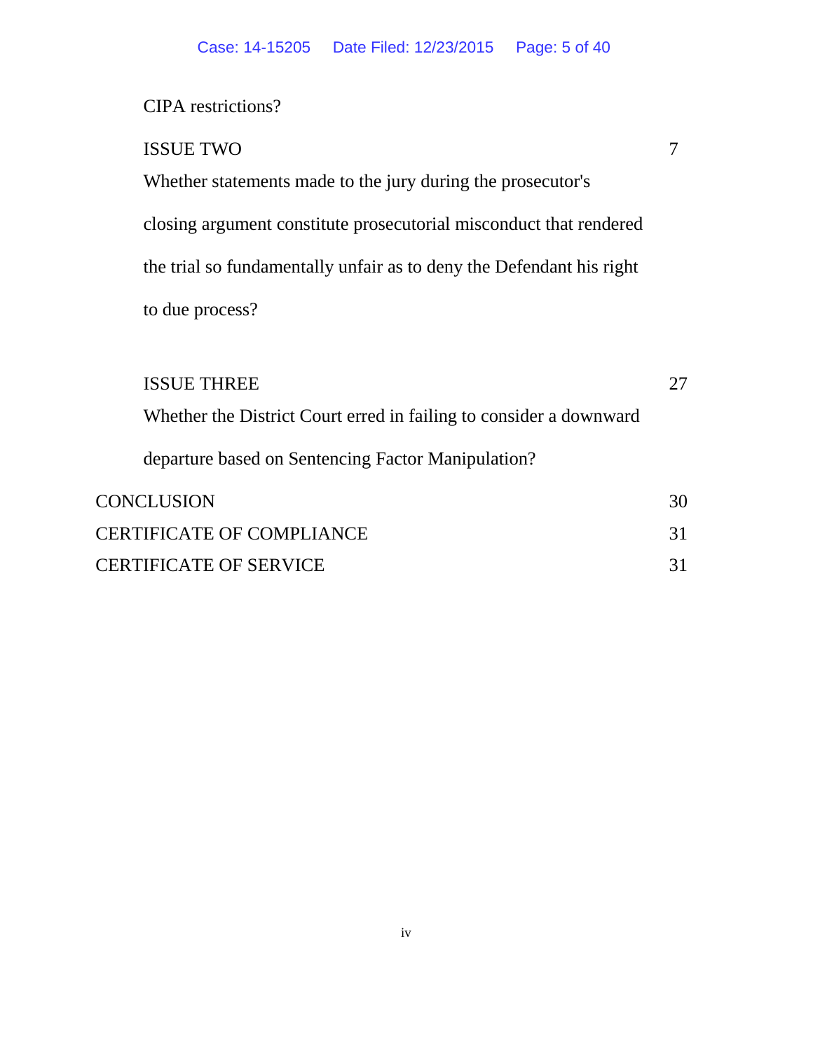CIPA restrictions?

ISSUE TWO 7

Whether statements made to the jury during the prosecutor's closing argument constitute prosecutorial misconduct that rendered the trial so fundamentally unfair as to deny the Defendant his right to due process?

ISSUE THREE 27

Whether the District Court erred in failing to consider a downward departure based on Sentencing Factor Manipulation?

CONCLUSION 30

CERTIFICATE OF COMPLIANCE 31

CERTIFICATE OF SERVICE 31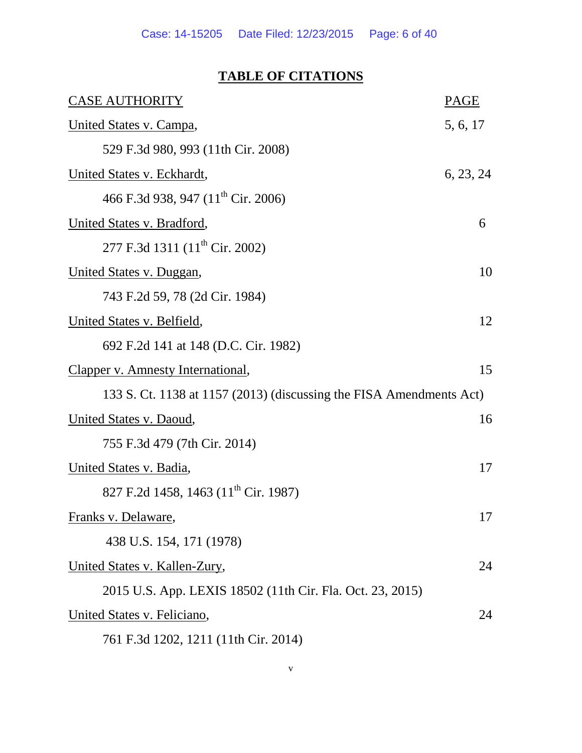**TABLE OF CITATIONS**

| CASE AUTHORITY | PAGE |
|---|---|
| United States v. Campa, 529 F.3d 980, 993 (11th Cir. 2008) | 5, 6, 17 |
| United States v. Eckhardt, 466 F.3d 938, 947 (11th Cir. 2006) | 6, 23, 24 |
| United States v. Bradford, 277 F.3d 1311 (11th Cir. 2002) | 6 |
| United States v. Duggan, 743 F.2d 59, 78 (2d Cir. 1984) | 10 |
| United States v. Belfield, 692 F.2d 141 at 148 (D.C. Cir. 1982) | 12 |
| Clapper v. Amnesty International, 133 S. Ct. 1138 at 1157 (2013) (discussing the FISA Amendments Act) | 15 |
| United States v. Daoud, 755 F.3d 479 (7th Cir. 2014) | 16 |
| United States v. Badia, 827 F.2d 1458, 1463 (11th Cir. 1987) | 17 |
| Franks v. Delaware, 438 U.S. 154, 171 (1978) | 17 |
| United States v. Kallen-Zury, 2015 U.S. App. LEXIS 18502 (11th Cir. Fla. Oct. 23, 2015) | 24 |
| United States v. Feliciano, 761 F.3d 1202, 1211 (11th Cir. 2014) | 24 |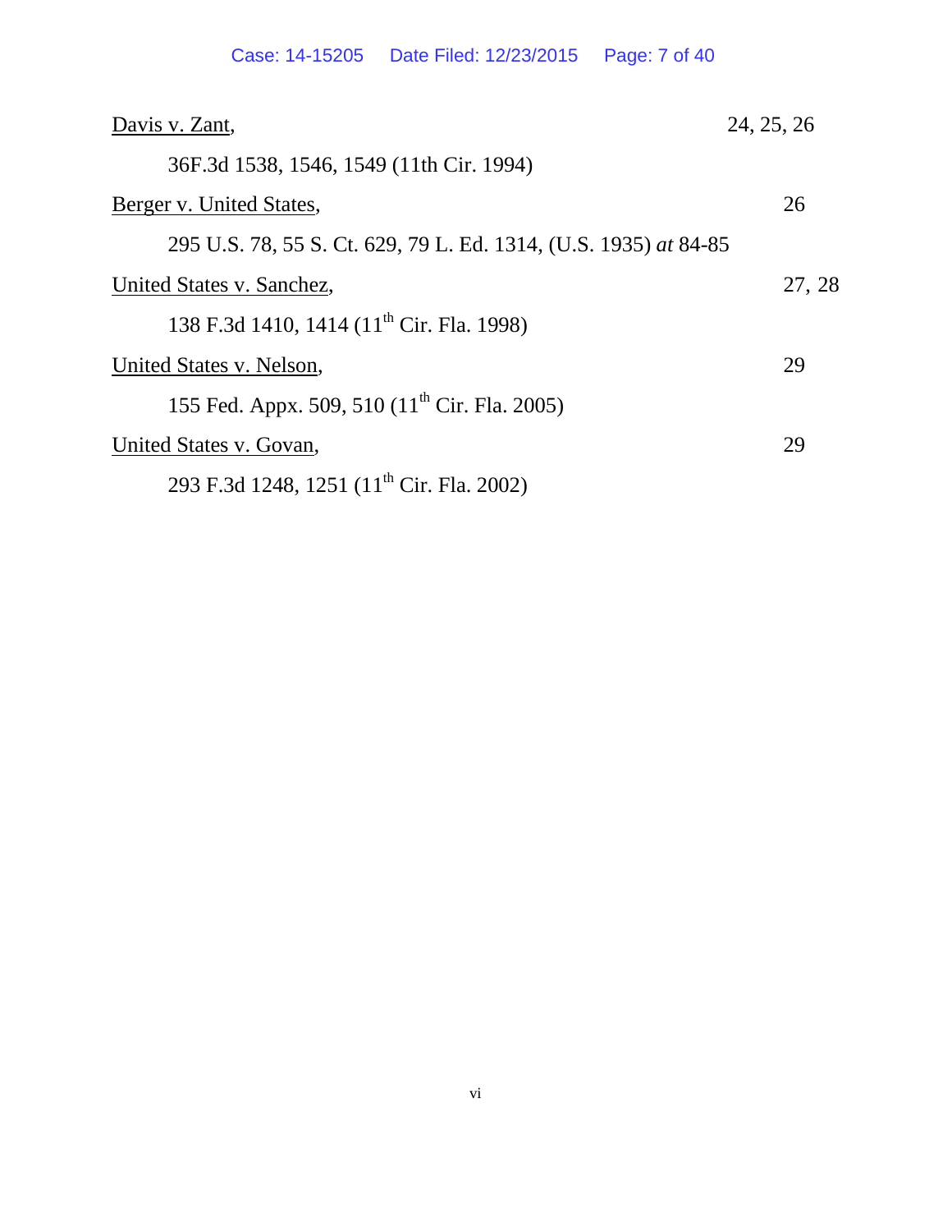Davis v. Zant, 24, 25, 26

36F.3d 1538, 1546, 1549 (11th Cir. 1994)

Berger v. United States, 26

295 U.S. 78, 55 S. Ct. 629, 79 L. Ed. 1314, (U.S. 1935) *at* 84-85

United States v. Sanchez, 27, 28

138 F.3d 1410, 1414 (11th Cir. Fla. 1998)

United States v. Nelson, 29

155 Fed. Appx. 509, 510 (11th Cir. Fla. 2005)

United States v. Govan, 29

293 F.3d 1248, 1251 (11th Cir. Fla. 2002)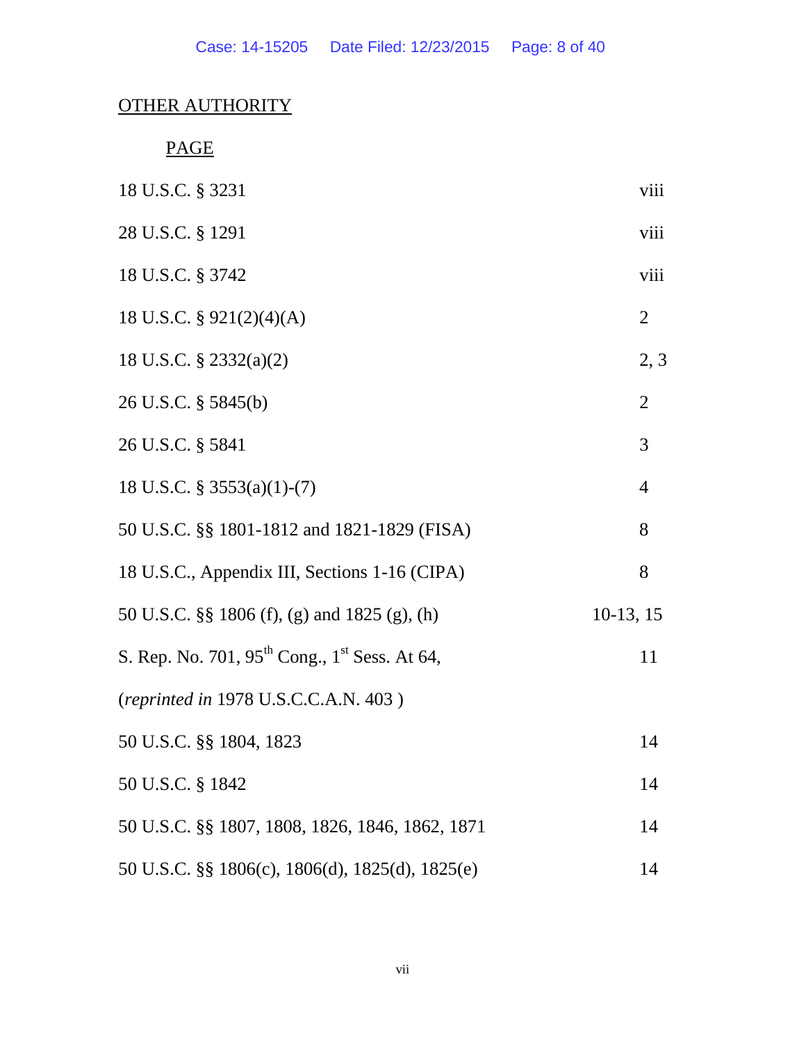OTHER AUTHORITY

| | PAGE |
|---|---|
| 18 U.S.C. § 3231 | viii |
| 28 U.S.C. § 1291 | viii |
| 18 U.S.C. § 3742 | viii |
| 18 U.S.C. § 921(2)(4)(A) | 2 |
| 18 U.S.C. § 2332(a)(2) | 2, 3 |
| 26 U.S.C. § 5845(b) | 2 |
| 26 U.S.C. § 5841 | 3 |
| 18 U.S.C. § 3553(a)(1)-(7) | 4 |
| 50 U.S.C. §§ 1801-1812 and 1821-1829 (FISA) | 8 |
| 18 U.S.C., Appendix III, Sections 1-16 (CIPA) | 8 |
| 50 U.S.C. §§ 1806 (f), (g) and 1825 (g), (h) | 10-13, 15 |
| S. Rep. No. 701, 95th Cong., 1st Sess. At 64, (*reprinted in* 1978 U.S.C.C.A.N. 403 ) | 11 |
| 50 U.S.C. §§ 1804, 1823 | 14 |
| 50 U.S.C. § 1842 | 14 |
| 50 U.S.C. §§ 1807, 1808, 1826, 1846, 1862, 1871 | 14 |
| 50 U.S.C. §§ 1806(c), 1806(d), 1825(d), 1825(e) | 14 |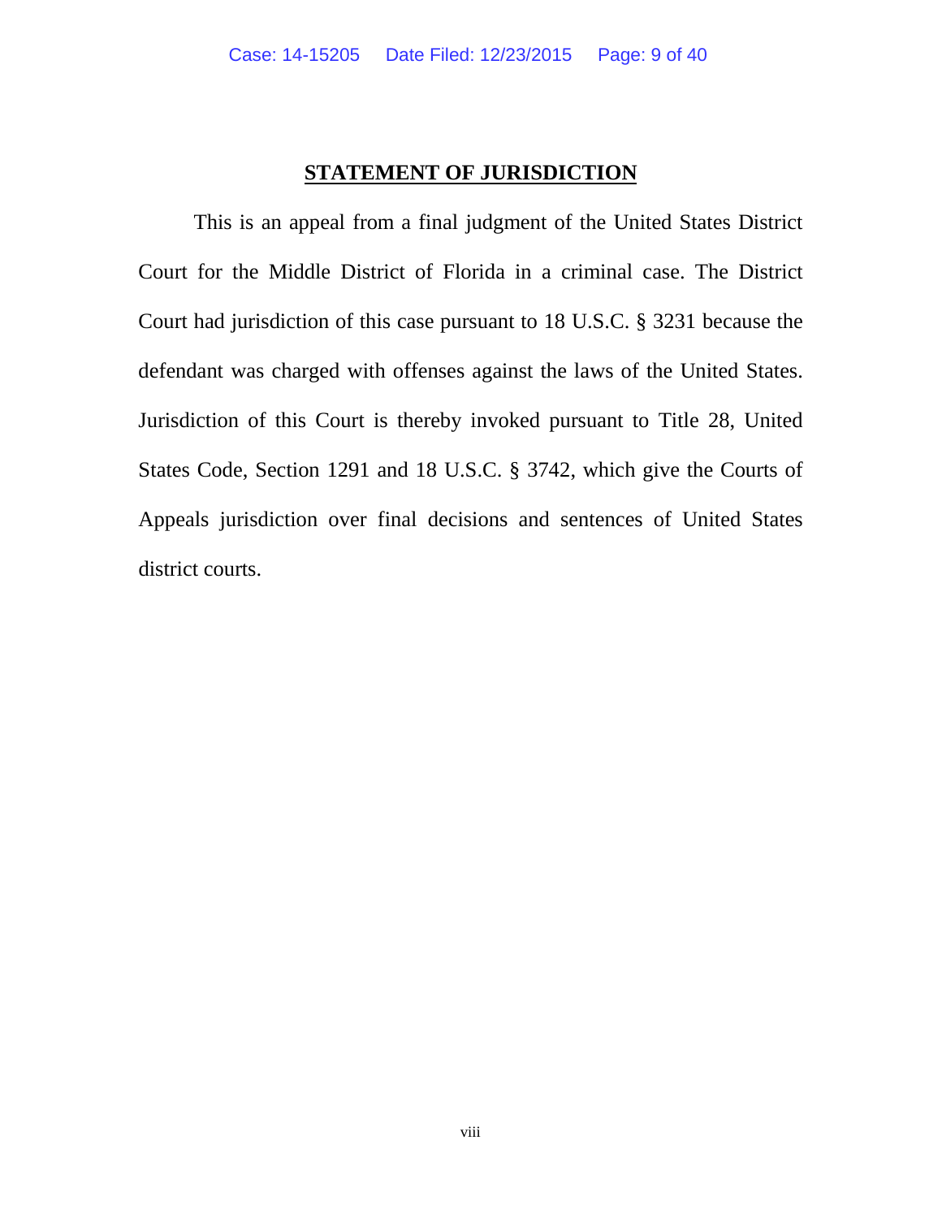## STATEMENT OF JURISDICTION

This is an appeal from a final judgment of the United States District Court for the Middle District of Florida in a criminal case. The District Court had jurisdiction of this case pursuant to 18 U.S.C. § 3231 because the defendant was charged with offenses against the laws of the United States. Jurisdiction of this Court is thereby invoked pursuant to Title 28, United States Code, Section 1291 and 18 U.S.C. § 3742, which give the Courts of Appeals jurisdiction over final decisions and sentences of United States district courts.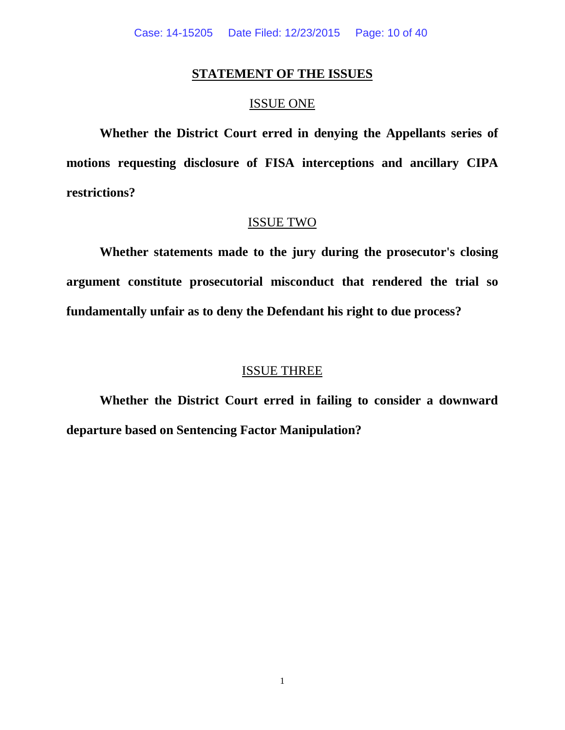## STATEMENT OF THE ISSUES

### ISSUE ONE

**Whether the District Court erred in denying the Appellants series of motions requesting disclosure of FISA interceptions and ancillary CIPA restrictions?**

### ISSUE TWO

**Whether statements made to the jury during the prosecutor's closing argument constitute prosecutorial misconduct that rendered the trial so fundamentally unfair as to deny the Defendant his right to due process?**

### ISSUE THREE

**Whether the District Court erred in failing to consider a downward departure based on Sentencing Factor Manipulation?**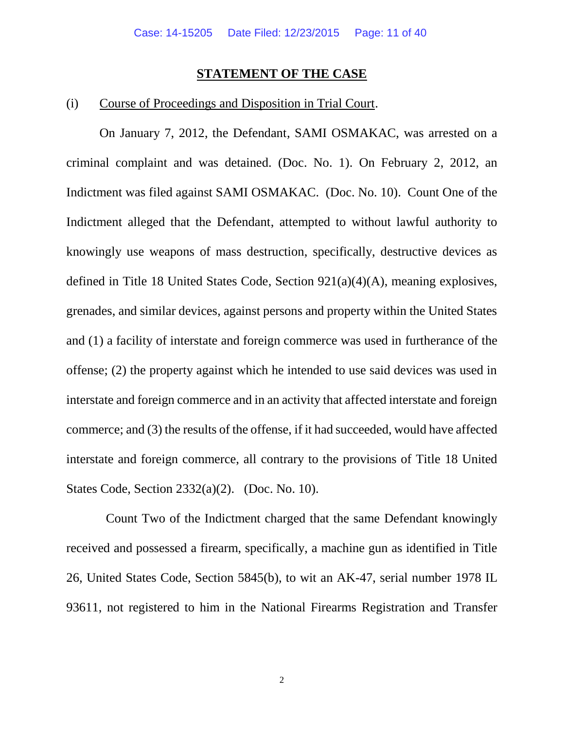## STATEMENT OF THE CASE

(i) Course of Proceedings and Disposition in Trial Court.

On January 7, 2012, the Defendant, SAMI OSMAKAC, was arrested on a criminal complaint and was detained. (Doc. No. 1). On February 2, 2012, an Indictment was filed against SAMI OSMAKAC. (Doc. No. 10). Count One of the Indictment alleged that the Defendant, attempted to without lawful authority to knowingly use weapons of mass destruction, specifically, destructive devices as defined in Title 18 United States Code, Section 921(a)(4)(A), meaning explosives, grenades, and similar devices, against persons and property within the United States and (1) a facility of interstate and foreign commerce was used in furtherance of the offense; (2) the property against which he intended to use said devices was used in interstate and foreign commerce and in an activity that affected interstate and foreign commerce; and (3) the results of the offense, if it had succeeded, would have affected interstate and foreign commerce, all contrary to the provisions of Title 18 United States Code, Section 2332(a)(2). (Doc. No. 10).

Count Two of the Indictment charged that the same Defendant knowingly received and possessed a firearm, specifically, a machine gun as identified in Title 26, United States Code, Section 5845(b), to wit an AK-47, serial number 1978 IL 93611, not registered to him in the National Firearms Registration and Transfer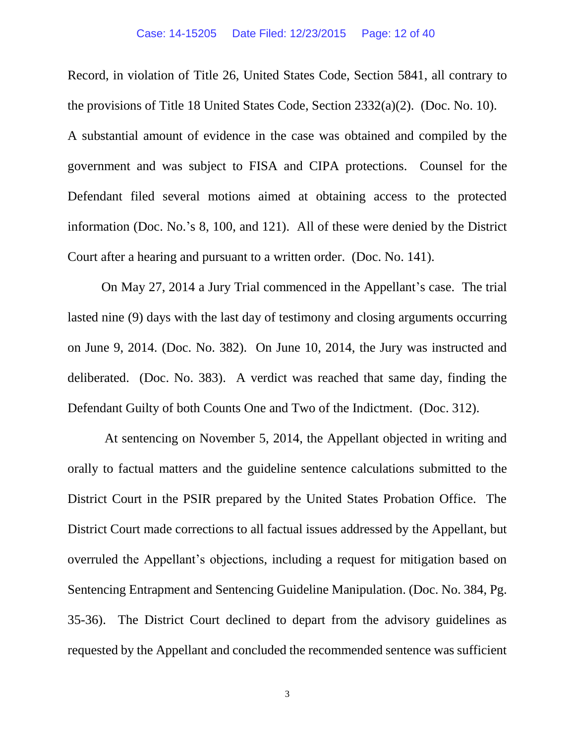Record, in violation of Title 26, United States Code, Section 5841, all contrary to the provisions of Title 18 United States Code, Section 2332(a)(2). (Doc. No. 10). A substantial amount of evidence in the case was obtained and compiled by the government and was subject to FISA and CIPA protections. Counsel for the Defendant filed several motions aimed at obtaining access to the protected information (Doc. No.'s 8, 100, and 121). All of these were denied by the District Court after a hearing and pursuant to a written order. (Doc. No. 141).

On May 27, 2014 a Jury Trial commenced in the Appellant's case. The trial lasted nine (9) days with the last day of testimony and closing arguments occurring on June 9, 2014. (Doc. No. 382). On June 10, 2014, the Jury was instructed and deliberated. (Doc. No. 383). A verdict was reached that same day, finding the Defendant Guilty of both Counts One and Two of the Indictment. (Doc. 312).

At sentencing on November 5, 2014, the Appellant objected in writing and orally to factual matters and the guideline sentence calculations submitted to the District Court in the PSIR prepared by the United States Probation Office. The District Court made corrections to all factual issues addressed by the Appellant, but overruled the Appellant's objections, including a request for mitigation based on Sentencing Entrapment and Sentencing Guideline Manipulation. (Doc. No. 384, Pg. 35-36). The District Court declined to depart from the advisory guidelines as requested by the Appellant and concluded the recommended sentence was sufficient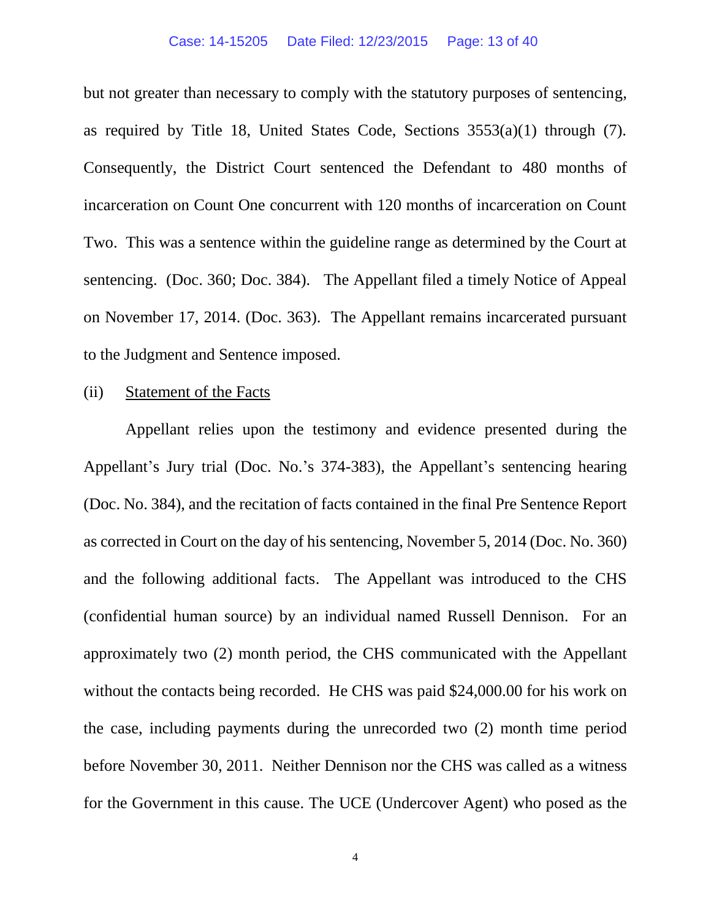but not greater than necessary to comply with the statutory purposes of sentencing, as required by Title 18, United States Code, Sections 3553(a)(1) through (7). Consequently, the District Court sentenced the Defendant to 480 months of incarceration on Count One concurrent with 120 months of incarceration on Count Two. This was a sentence within the guideline range as determined by the Court at sentencing. (Doc. 360; Doc. 384). The Appellant filed a timely Notice of Appeal on November 17, 2014. (Doc. 363). The Appellant remains incarcerated pursuant to the Judgment and Sentence imposed.

(ii) Statement of the Facts

Appellant relies upon the testimony and evidence presented during the Appellant's Jury trial (Doc. No.'s 374-383), the Appellant's sentencing hearing (Doc. No. 384), and the recitation of facts contained in the final Pre Sentence Report as corrected in Court on the day of his sentencing, November 5, 2014 (Doc. No. 360) and the following additional facts. The Appellant was introduced to the CHS (confidential human source) by an individual named Russell Dennison. For an approximately two (2) month period, the CHS communicated with the Appellant without the contacts being recorded. He CHS was paid $24,000.00 for his work on the case, including payments during the unrecorded two (2) month time period before November 30, 2011. Neither Dennison nor the CHS was called as a witness for the Government in this cause. The UCE (Undercover Agent) who posed as the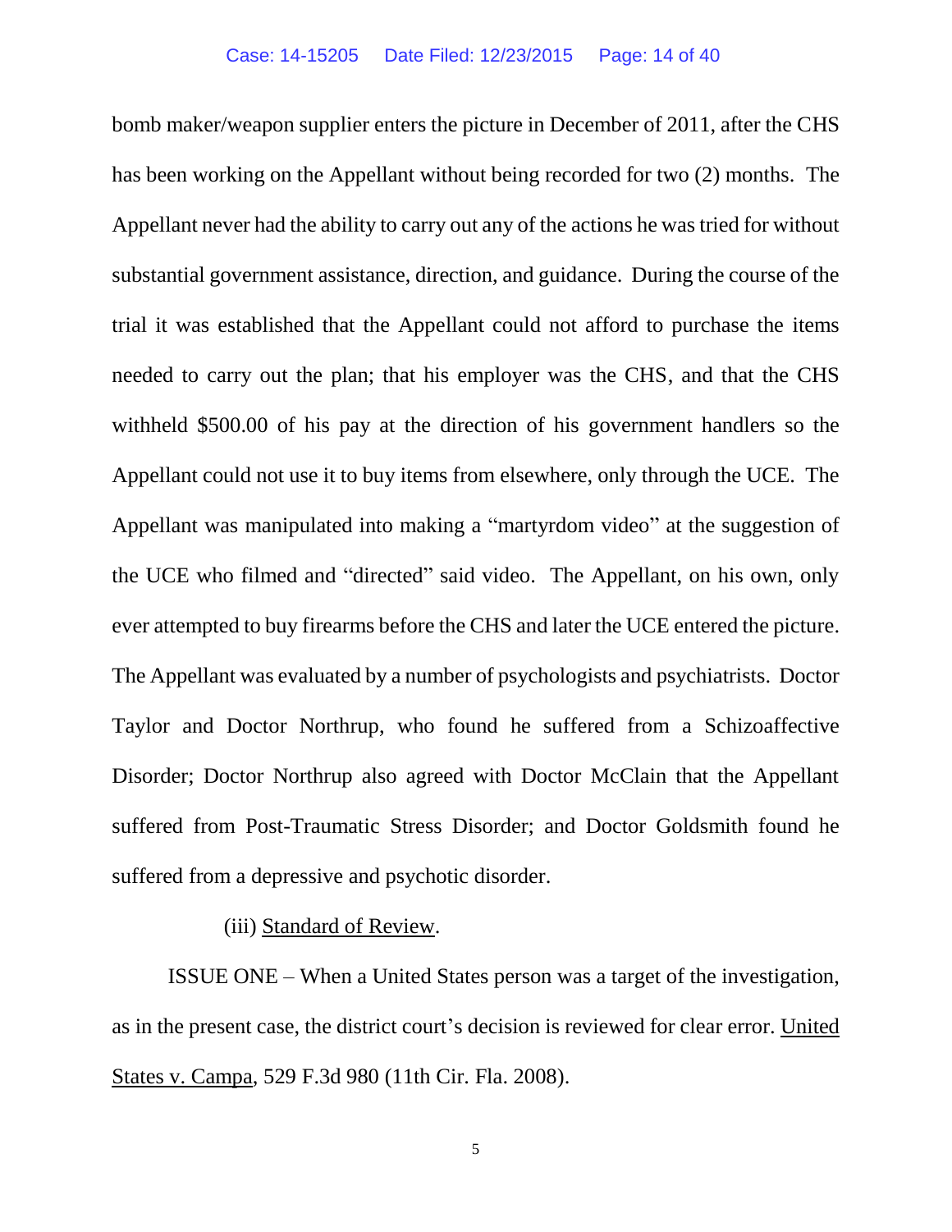bomb maker/weapon supplier enters the picture in December of 2011, after the CHS has been working on the Appellant without being recorded for two (2) months. The Appellant never had the ability to carry out any of the actions he was tried for without substantial government assistance, direction, and guidance. During the course of the trial it was established that the Appellant could not afford to purchase the items needed to carry out the plan; that his employer was the CHS, and that the CHS withheld $500.00 of his pay at the direction of his government handlers so the Appellant could not use it to buy items from elsewhere, only through the UCE. The Appellant was manipulated into making a "martyrdom video" at the suggestion of the UCE who filmed and "directed" said video. The Appellant, on his own, only ever attempted to buy firearms before the CHS and later the UCE entered the picture. The Appellant was evaluated by a number of psychologists and psychiatrists. Doctor Taylor and Doctor Northrup, who found he suffered from a Schizoaffective Disorder; Doctor Northrup also agreed with Doctor McClain that the Appellant suffered from Post-Traumatic Stress Disorder; and Doctor Goldsmith found he suffered from a depressive and psychotic disorder.

(iii) Standard of Review.

ISSUE ONE – When a United States person was a target of the investigation, as in the present case, the district court's decision is reviewed for clear error. United States v. Campa, 529 F.3d 980 (11th Cir. Fla. 2008).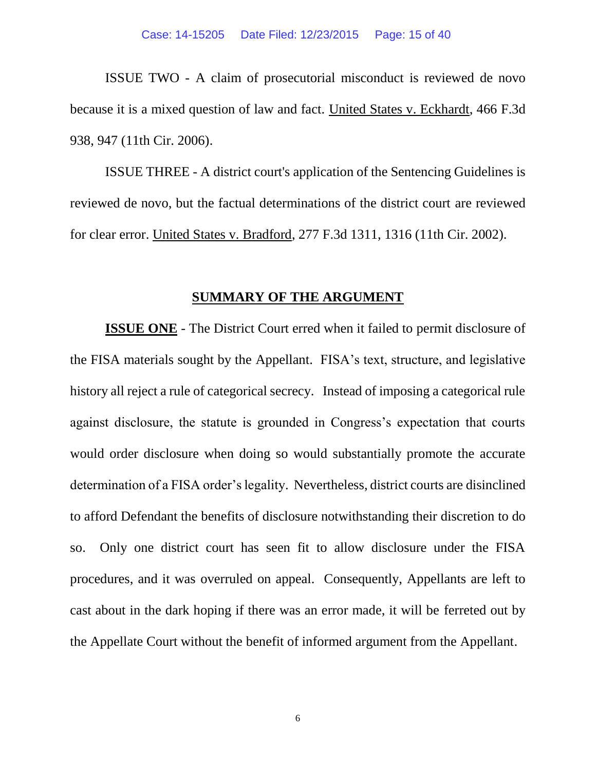ISSUE TWO - A claim of prosecutorial misconduct is reviewed de novo because it is a mixed question of law and fact. United States v. Eckhardt, 466 F.3d 938, 947 (11th Cir. 2006).

ISSUE THREE - A district court's application of the Sentencing Guidelines is reviewed de novo, but the factual determinations of the district court are reviewed for clear error. United States v. Bradford, 277 F.3d 1311, 1316 (11th Cir. 2002).

## SUMMARY OF THE ARGUMENT

**ISSUE ONE** - The District Court erred when it failed to permit disclosure of the FISA materials sought by the Appellant. FISA's text, structure, and legislative history all reject a rule of categorical secrecy. Instead of imposing a categorical rule against disclosure, the statute is grounded in Congress's expectation that courts would order disclosure when doing so would substantially promote the accurate determination of a FISA order's legality. Nevertheless, district courts are disinclined to afford Defendant the benefits of disclosure notwithstanding their discretion to do so. Only one district court has seen fit to allow disclosure under the FISA procedures, and it was overruled on appeal. Consequently, Appellants are left to cast about in the dark hoping if there was an error made, it will be ferreted out by the Appellate Court without the benefit of informed argument from the Appellant.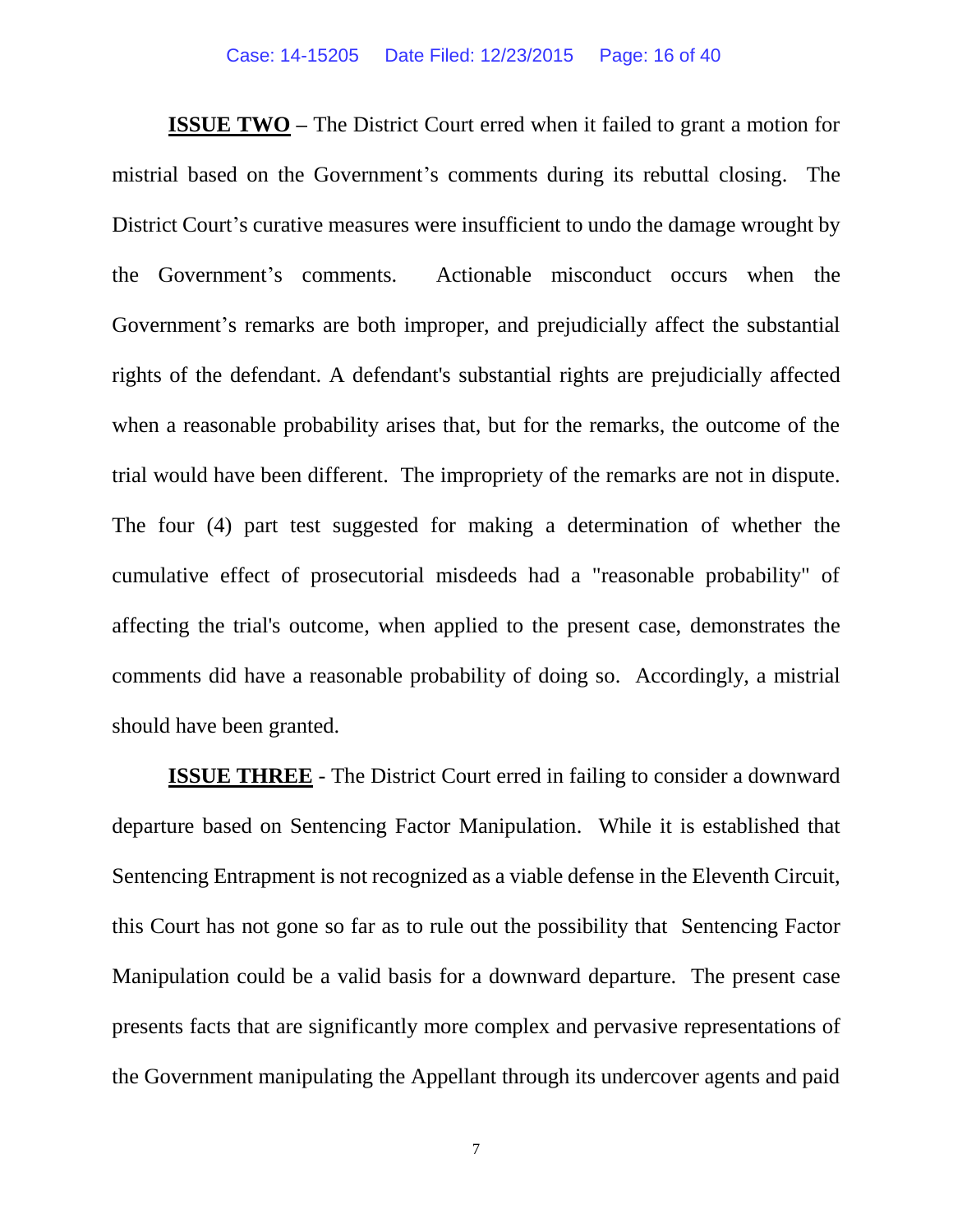**<u>ISSUE TWO</u>** – The District Court erred when it failed to grant a motion for mistrial based on the Government's comments during its rebuttal closing. The District Court's curative measures were insufficient to undo the damage wrought by the Government's comments. Actionable misconduct occurs when the Government's remarks are both improper, and prejudicially affect the substantial rights of the defendant. A defendant's substantial rights are prejudicially affected when a reasonable probability arises that, but for the remarks, the outcome of the trial would have been different. The impropriety of the remarks are not in dispute. The four (4) part test suggested for making a determination of whether the cumulative effect of prosecutorial misdeeds had a "reasonable probability" of affecting the trial's outcome, when applied to the present case, demonstrates the comments did have a reasonable probability of doing so. Accordingly, a mistrial should have been granted.

**<u>ISSUE THREE</u>** - The District Court erred in failing to consider a downward departure based on Sentencing Factor Manipulation. While it is established that Sentencing Entrapment is not recognized as a viable defense in the Eleventh Circuit, this Court has not gone so far as to rule out the possibility that Sentencing Factor Manipulation could be a valid basis for a downward departure. The present case presents facts that are significantly more complex and pervasive representations of the Government manipulating the Appellant through its undercover agents and paid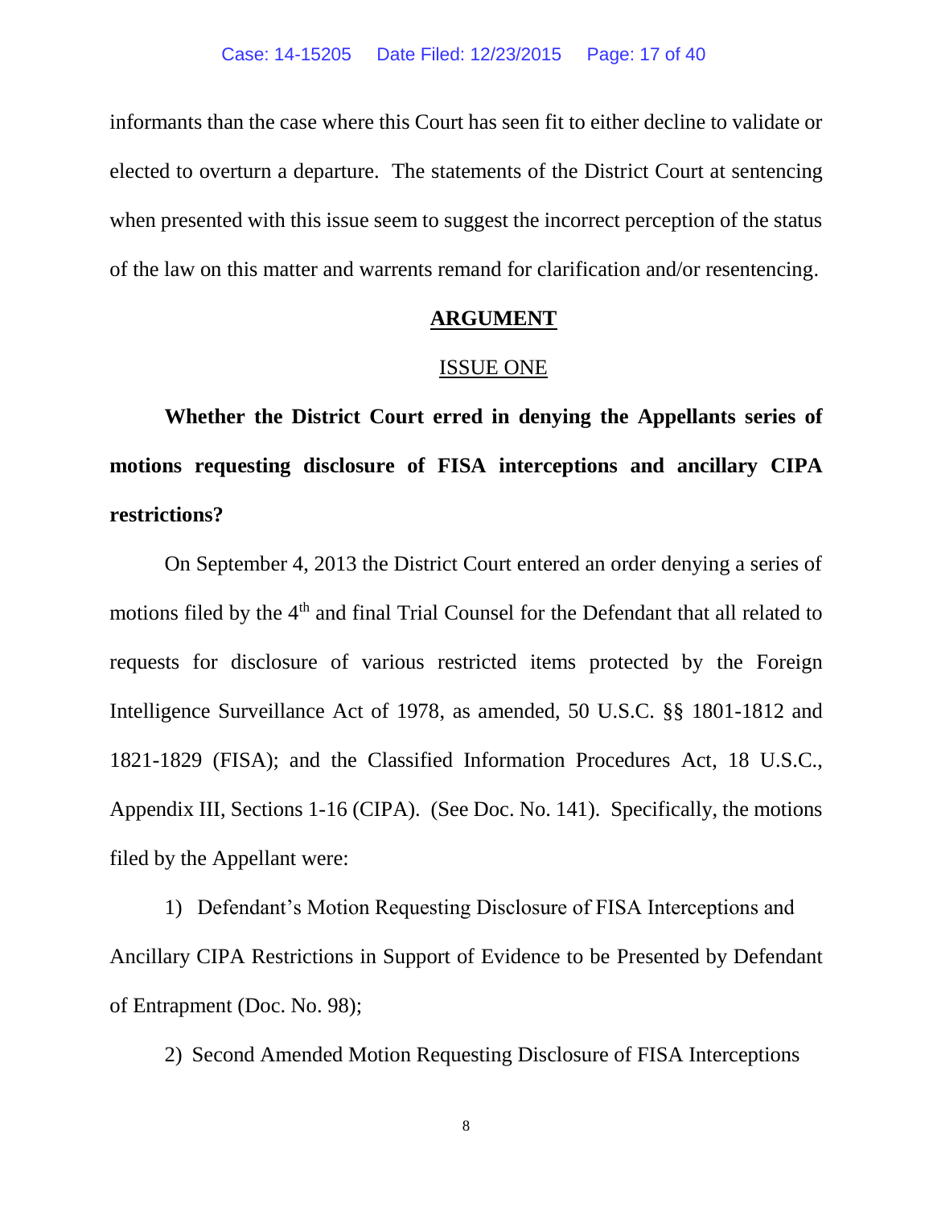informants than the case where this Court has seen fit to either decline to validate or elected to overturn a departure. The statements of the District Court at sentencing when presented with this issue seem to suggest the incorrect perception of the status of the law on this matter and warrents remand for clarification and/or resentencing.

## ARGUMENT

### ISSUE ONE

**Whether the District Court erred in denying the Appellants series of motions requesting disclosure of FISA interceptions and ancillary CIPA restrictions?**

On September 4, 2013 the District Court entered an order denying a series of motions filed by the 4th and final Trial Counsel for the Defendant that all related to requests for disclosure of various restricted items protected by the Foreign Intelligence Surveillance Act of 1978, as amended, 50 U.S.C. §§ 1801-1812 and 1821-1829 (FISA); and the Classified Information Procedures Act, 18 U.S.C., Appendix III, Sections 1-16 (CIPA). (See Doc. No. 141). Specifically, the motions filed by the Appellant were:

1) Defendant's Motion Requesting Disclosure of FISA Interceptions and Ancillary CIPA Restrictions in Support of Evidence to be Presented by Defendant of Entrapment (Doc. No. 98);

2) Second Amended Motion Requesting Disclosure of FISA Interceptions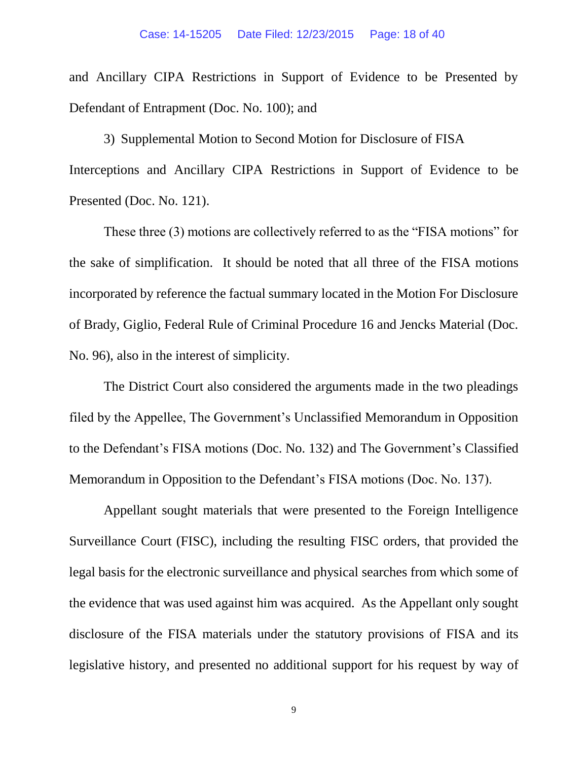and Ancillary CIPA Restrictions in Support of Evidence to be Presented by Defendant of Entrapment (Doc. No. 100); and

3) Supplemental Motion to Second Motion for Disclosure of FISA Interceptions and Ancillary CIPA Restrictions in Support of Evidence to be Presented (Doc. No. 121).

These three (3) motions are collectively referred to as the "FISA motions" for the sake of simplification. It should be noted that all three of the FISA motions incorporated by reference the factual summary located in the Motion For Disclosure of Brady, Giglio, Federal Rule of Criminal Procedure 16 and Jencks Material (Doc. No. 96), also in the interest of simplicity.

The District Court also considered the arguments made in the two pleadings filed by the Appellee, The Government's Unclassified Memorandum in Opposition to the Defendant's FISA motions (Doc. No. 132) and The Government's Classified Memorandum in Opposition to the Defendant's FISA motions (Doc. No. 137).

Appellant sought materials that were presented to the Foreign Intelligence Surveillance Court (FISC), including the resulting FISC orders, that provided the legal basis for the electronic surveillance and physical searches from which some of the evidence that was used against him was acquired. As the Appellant only sought disclosure of the FISA materials under the statutory provisions of FISA and its legislative history, and presented no additional support for his request by way of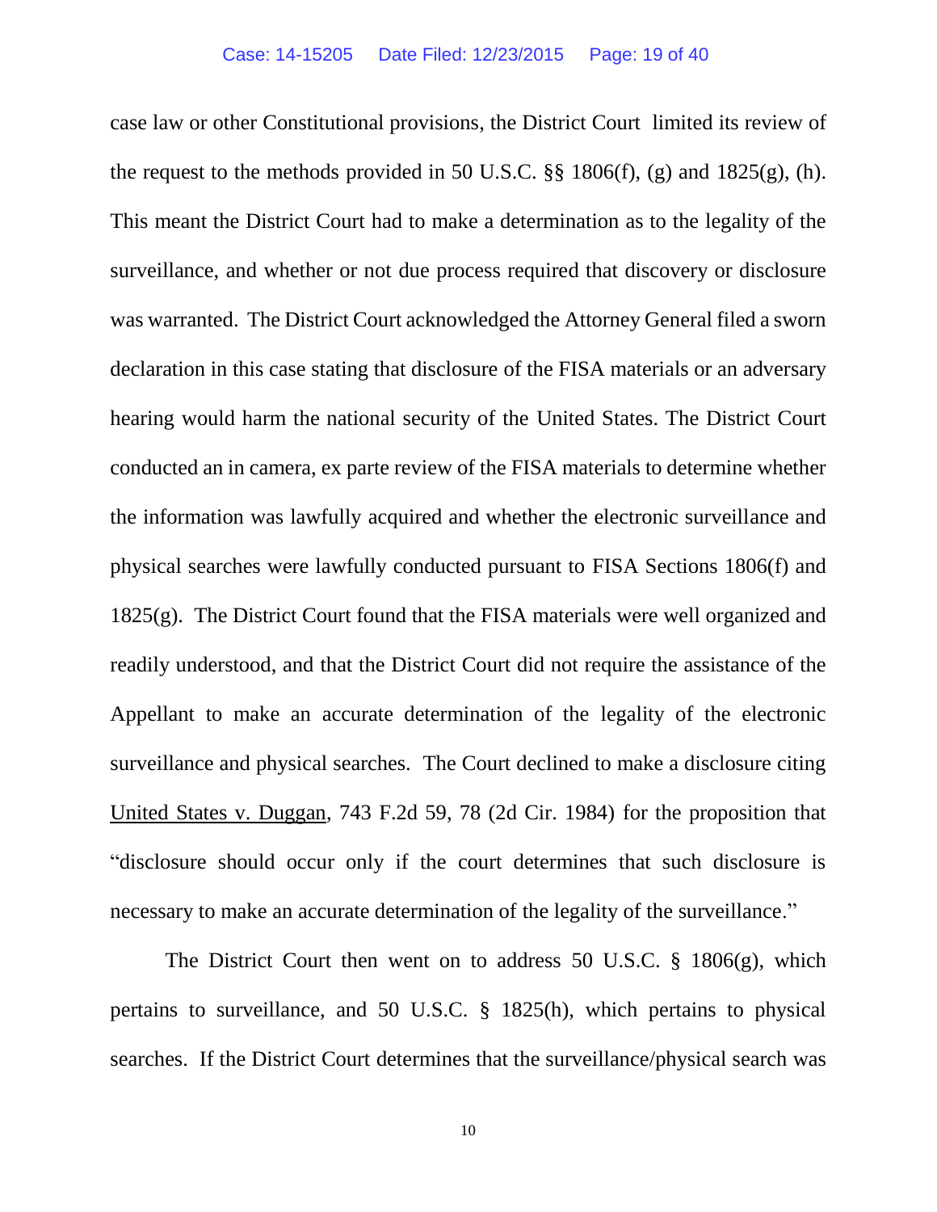case law or other Constitutional provisions, the District Court limited its review of the request to the methods provided in 50 U.S.C. §§ 1806(f), (g) and 1825(g), (h). This meant the District Court had to make a determination as to the legality of the surveillance, and whether or not due process required that discovery or disclosure was warranted. The District Court acknowledged the Attorney General filed a sworn declaration in this case stating that disclosure of the FISA materials or an adversary hearing would harm the national security of the United States. The District Court conducted an in camera, ex parte review of the FISA materials to determine whether the information was lawfully acquired and whether the electronic surveillance and physical searches were lawfully conducted pursuant to FISA Sections 1806(f) and 1825(g). The District Court found that the FISA materials were well organized and readily understood, and that the District Court did not require the assistance of the Appellant to make an accurate determination of the legality of the electronic surveillance and physical searches. The Court declined to make a disclosure citing United States v. Duggan, 743 F.2d 59, 78 (2d Cir. 1984) for the proposition that "disclosure should occur only if the court determines that such disclosure is necessary to make an accurate determination of the legality of the surveillance."

The District Court then went on to address 50 U.S.C. § 1806(g), which pertains to surveillance, and 50 U.S.C. § 1825(h), which pertains to physical searches. If the District Court determines that the surveillance/physical search was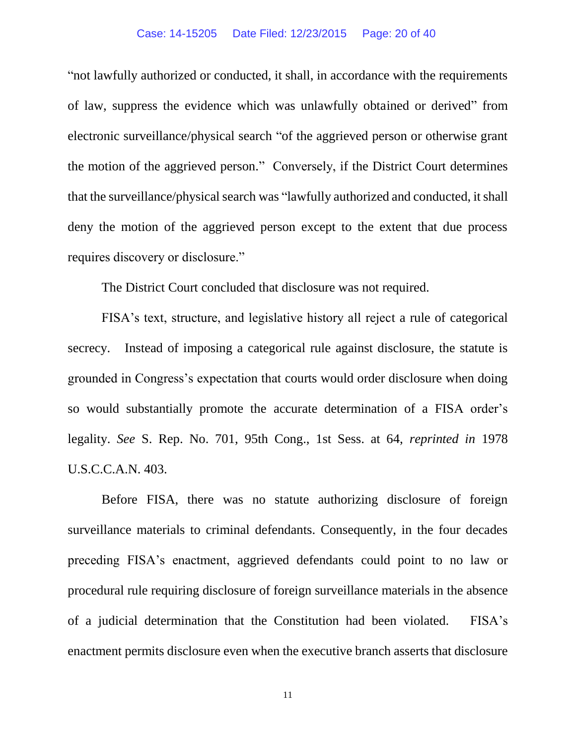"not lawfully authorized or conducted, it shall, in accordance with the requirements of law, suppress the evidence which was unlawfully obtained or derived" from electronic surveillance/physical search "of the aggrieved person or otherwise grant the motion of the aggrieved person." Conversely, if the District Court determines that the surveillance/physical search was "lawfully authorized and conducted, it shall deny the motion of the aggrieved person except to the extent that due process requires discovery or disclosure."

The District Court concluded that disclosure was not required.

FISA's text, structure, and legislative history all reject a rule of categorical secrecy. Instead of imposing a categorical rule against disclosure, the statute is grounded in Congress's expectation that courts would order disclosure when doing so would substantially promote the accurate determination of a FISA order's legality. *See* S. Rep. No. 701, 95th Cong., 1st Sess. at 64, *reprinted in* 1978 U.S.C.C.A.N. 403.

Before FISA, there was no statute authorizing disclosure of foreign surveillance materials to criminal defendants. Consequently, in the four decades preceding FISA's enactment, aggrieved defendants could point to no law or procedural rule requiring disclosure of foreign surveillance materials in the absence of a judicial determination that the Constitution had been violated. FISA's enactment permits disclosure even when the executive branch asserts that disclosure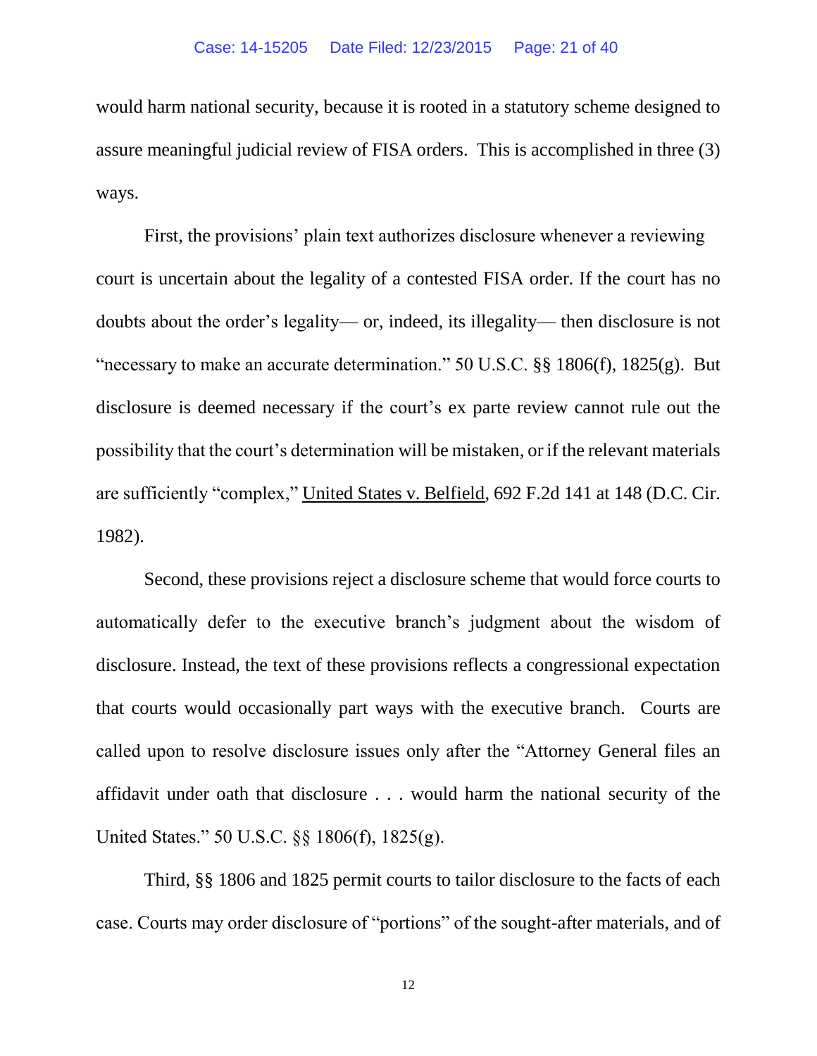would harm national security, because it is rooted in a statutory scheme designed to assure meaningful judicial review of FISA orders. This is accomplished in three (3) ways.

First, the provisions' plain text authorizes disclosure whenever a reviewing court is uncertain about the legality of a contested FISA order. If the court has no doubts about the order's legality— or, indeed, its illegality— then disclosure is not "necessary to make an accurate determination." 50 U.S.C. §§ 1806(f), 1825(g). But disclosure is deemed necessary if the court's ex parte review cannot rule out the possibility that the court's determination will be mistaken, or if the relevant materials are sufficiently "complex," United States v. Belfield, 692 F.2d 141 at 148 (D.C. Cir. 1982).

Second, these provisions reject a disclosure scheme that would force courts to automatically defer to the executive branch's judgment about the wisdom of disclosure. Instead, the text of these provisions reflects a congressional expectation that courts would occasionally part ways with the executive branch. Courts are called upon to resolve disclosure issues only after the "Attorney General files an affidavit under oath that disclosure . . . would harm the national security of the United States." 50 U.S.C. §§ 1806(f), 1825(g).

Third, §§ 1806 and 1825 permit courts to tailor disclosure to the facts of each case. Courts may order disclosure of "portions" of the sought-after materials, and of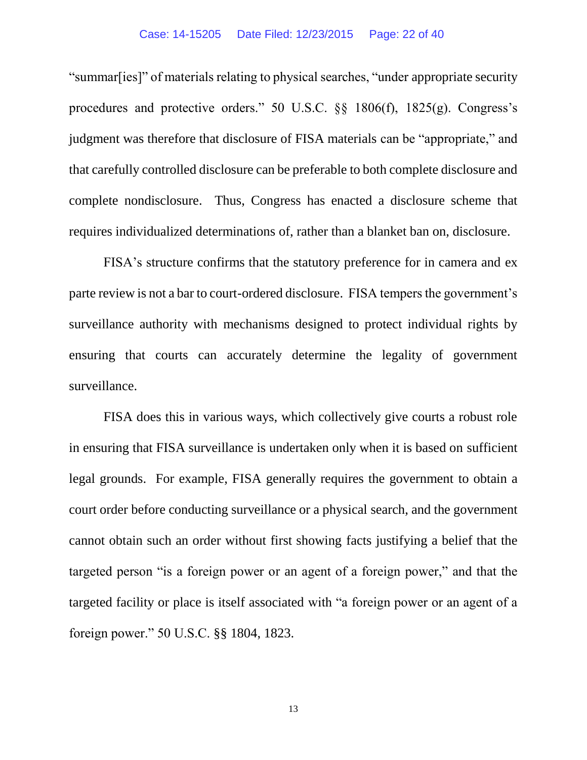"summar[ies]" of materials relating to physical searches, "under appropriate security procedures and protective orders." 50 U.S.C. §§ 1806(f), 1825(g). Congress's judgment was therefore that disclosure of FISA materials can be "appropriate," and that carefully controlled disclosure can be preferable to both complete disclosure and complete nondisclosure. Thus, Congress has enacted a disclosure scheme that requires individualized determinations of, rather than a blanket ban on, disclosure.

FISA's structure confirms that the statutory preference for in camera and ex parte review is not a bar to court-ordered disclosure. FISA tempers the government's surveillance authority with mechanisms designed to protect individual rights by ensuring that courts can accurately determine the legality of government surveillance.

FISA does this in various ways, which collectively give courts a robust role in ensuring that FISA surveillance is undertaken only when it is based on sufficient legal grounds. For example, FISA generally requires the government to obtain a court order before conducting surveillance or a physical search, and the government cannot obtain such an order without first showing facts justifying a belief that the targeted person "is a foreign power or an agent of a foreign power," and that the targeted facility or place is itself associated with "a foreign power or an agent of a foreign power." 50 U.S.C. §§ 1804, 1823.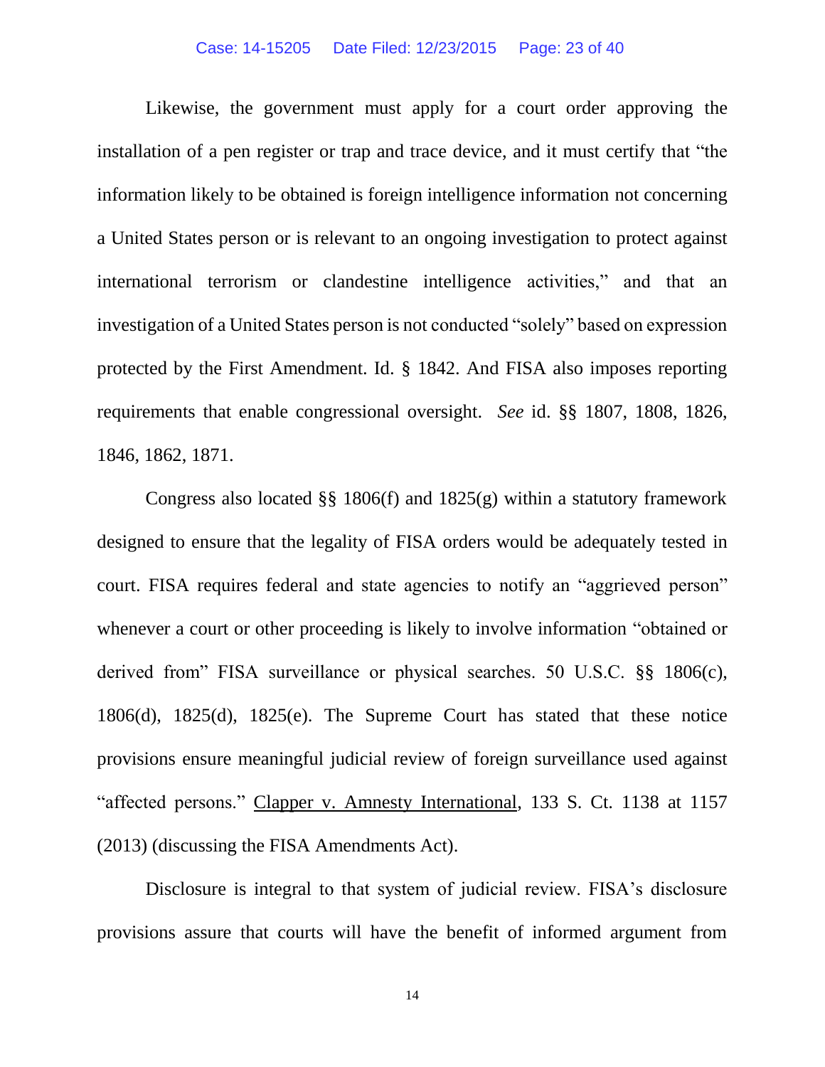Likewise, the government must apply for a court order approving the installation of a pen register or trap and trace device, and it must certify that "the information likely to be obtained is foreign intelligence information not concerning a United States person or is relevant to an ongoing investigation to protect against international terrorism or clandestine intelligence activities," and that an investigation of a United States person is not conducted "solely" based on expression protected by the First Amendment. Id. § 1842. And FISA also imposes reporting requirements that enable congressional oversight. *See* id. §§ 1807, 1808, 1826, 1846, 1862, 1871.

Congress also located §§ 1806(f) and 1825(g) within a statutory framework designed to ensure that the legality of FISA orders would be adequately tested in court. FISA requires federal and state agencies to notify an "aggrieved person" whenever a court or other proceeding is likely to involve information "obtained or derived from" FISA surveillance or physical searches. 50 U.S.C. §§ 1806(c), 1806(d), 1825(d), 1825(e). The Supreme Court has stated that these notice provisions ensure meaningful judicial review of foreign surveillance used against "affected persons." Clapper v. Amnesty International, 133 S. Ct. 1138 at 1157 (2013) (discussing the FISA Amendments Act).

Disclosure is integral to that system of judicial review. FISA's disclosure provisions assure that courts will have the benefit of informed argument from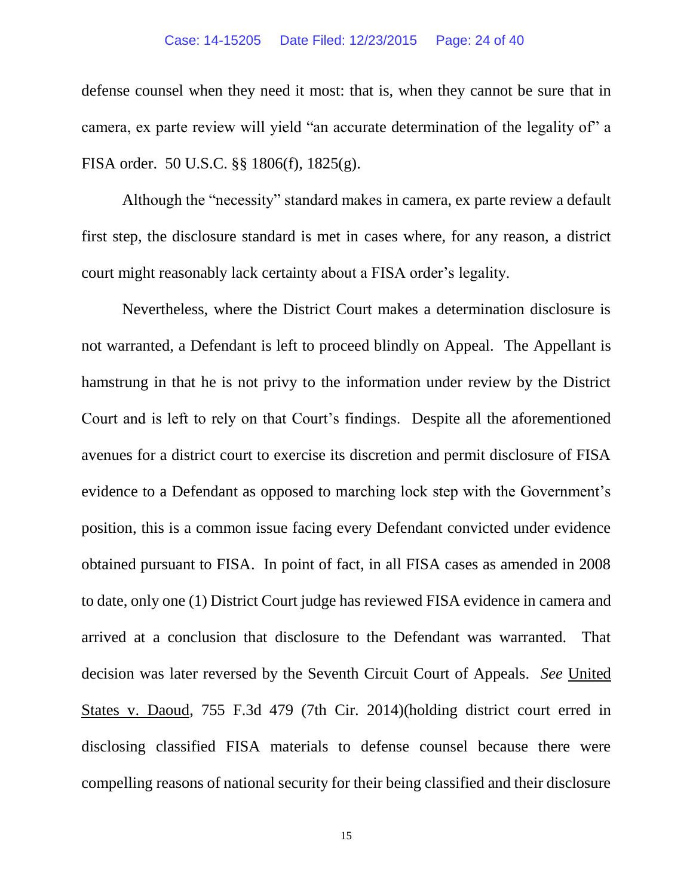defense counsel when they need it most: that is, when they cannot be sure that in camera, ex parte review will yield "an accurate determination of the legality of" a FISA order. 50 U.S.C. §§ 1806(f), 1825(g).

Although the "necessity" standard makes in camera, ex parte review a default first step, the disclosure standard is met in cases where, for any reason, a district court might reasonably lack certainty about a FISA order's legality.

Nevertheless, where the District Court makes a determination disclosure is not warranted, a Defendant is left to proceed blindly on Appeal. The Appellant is hamstrung in that he is not privy to the information under review by the District Court and is left to rely on that Court's findings. Despite all the aforementioned avenues for a district court to exercise its discretion and permit disclosure of FISA evidence to a Defendant as opposed to marching lock step with the Government's position, this is a common issue facing every Defendant convicted under evidence obtained pursuant to FISA. In point of fact, in all FISA cases as amended in 2008 to date, only one (1) District Court judge has reviewed FISA evidence in camera and arrived at a conclusion that disclosure to the Defendant was warranted. That decision was later reversed by the Seventh Circuit Court of Appeals. *See* United States v. Daoud, 755 F.3d 479 (7th Cir. 2014)(holding district court erred in disclosing classified FISA materials to defense counsel because there were compelling reasons of national security for their being classified and their disclosure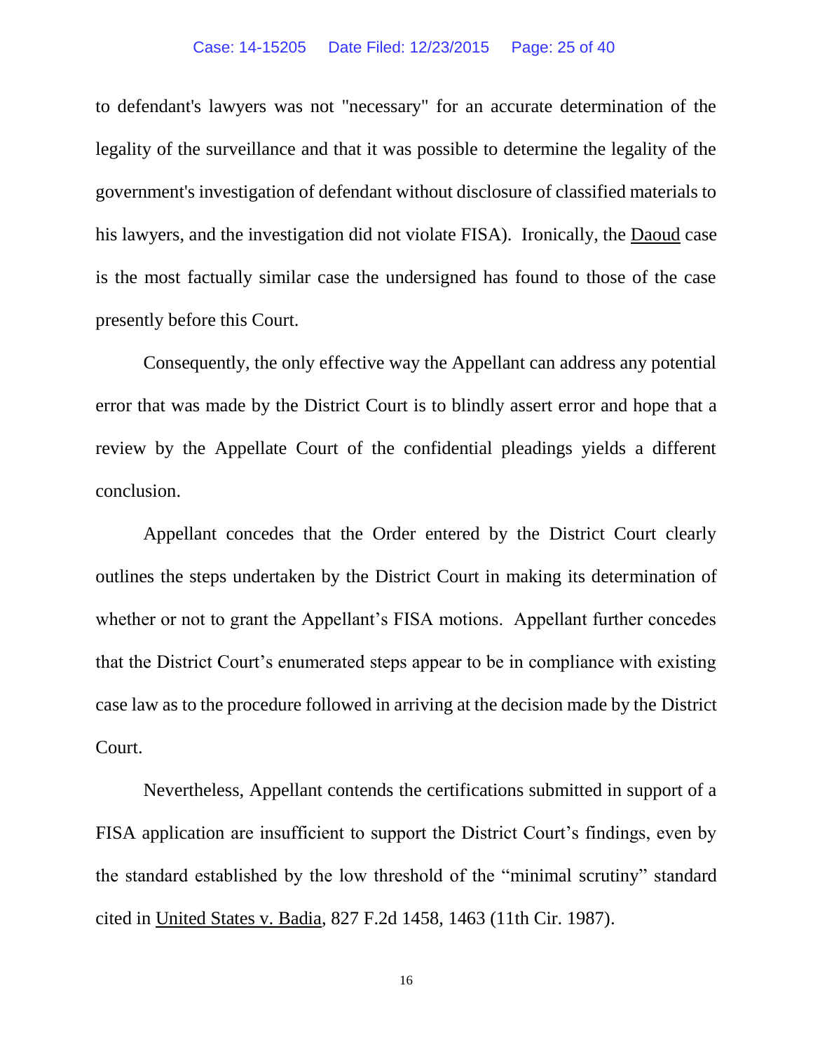to defendant's lawyers was not "necessary" for an accurate determination of the legality of the surveillance and that it was possible to determine the legality of the government's investigation of defendant without disclosure of classified materials to his lawyers, and the investigation did not violate FISA). Ironically, the Daoud case is the most factually similar case the undersigned has found to those of the case presently before this Court.

Consequently, the only effective way the Appellant can address any potential error that was made by the District Court is to blindly assert error and hope that a review by the Appellate Court of the confidential pleadings yields a different conclusion.

Appellant concedes that the Order entered by the District Court clearly outlines the steps undertaken by the District Court in making its determination of whether or not to grant the Appellant's FISA motions. Appellant further concedes that the District Court's enumerated steps appear to be in compliance with existing case law as to the procedure followed in arriving at the decision made by the District Court.

Nevertheless, Appellant contends the certifications submitted in support of a FISA application are insufficient to support the District Court's findings, even by the standard established by the low threshold of the "minimal scrutiny" standard cited in United States v. Badia, 827 F.2d 1458, 1463 (11th Cir. 1987).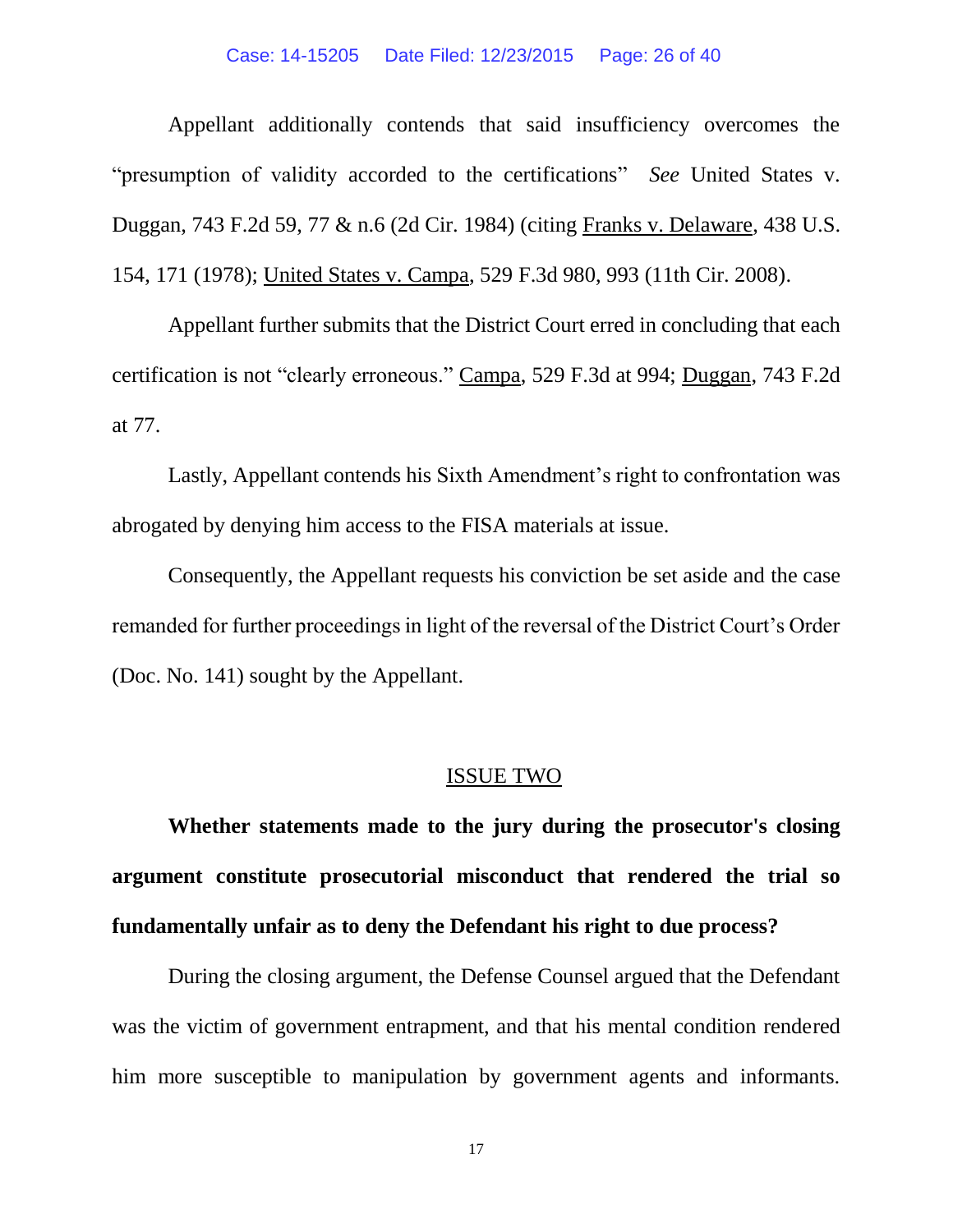Appellant additionally contends that said insufficiency overcomes the "presumption of validity accorded to the certifications" *See* United States v. Duggan, 743 F.2d 59, 77 & n.6 (2d Cir. 1984) (citing Franks v. Delaware, 438 U.S. 154, 171 (1978); United States v. Campa, 529 F.3d 980, 993 (11th Cir. 2008).

Appellant further submits that the District Court erred in concluding that each certification is not "clearly erroneous." Campa, 529 F.3d at 994; Duggan, 743 F.2d at 77.

Lastly, Appellant contends his Sixth Amendment's right to confrontation was abrogated by denying him access to the FISA materials at issue.

Consequently, the Appellant requests his conviction be set aside and the case remanded for further proceedings in light of the reversal of the District Court's Order (Doc. No. 141) sought by the Appellant.

## ISSUE TWO

**Whether statements made to the jury during the prosecutor's closing argument constitute prosecutorial misconduct that rendered the trial so fundamentally unfair as to deny the Defendant his right to due process?**

During the closing argument, the Defense Counsel argued that the Defendant was the victim of government entrapment, and that his mental condition rendered him more susceptible to manipulation by government agents and informants.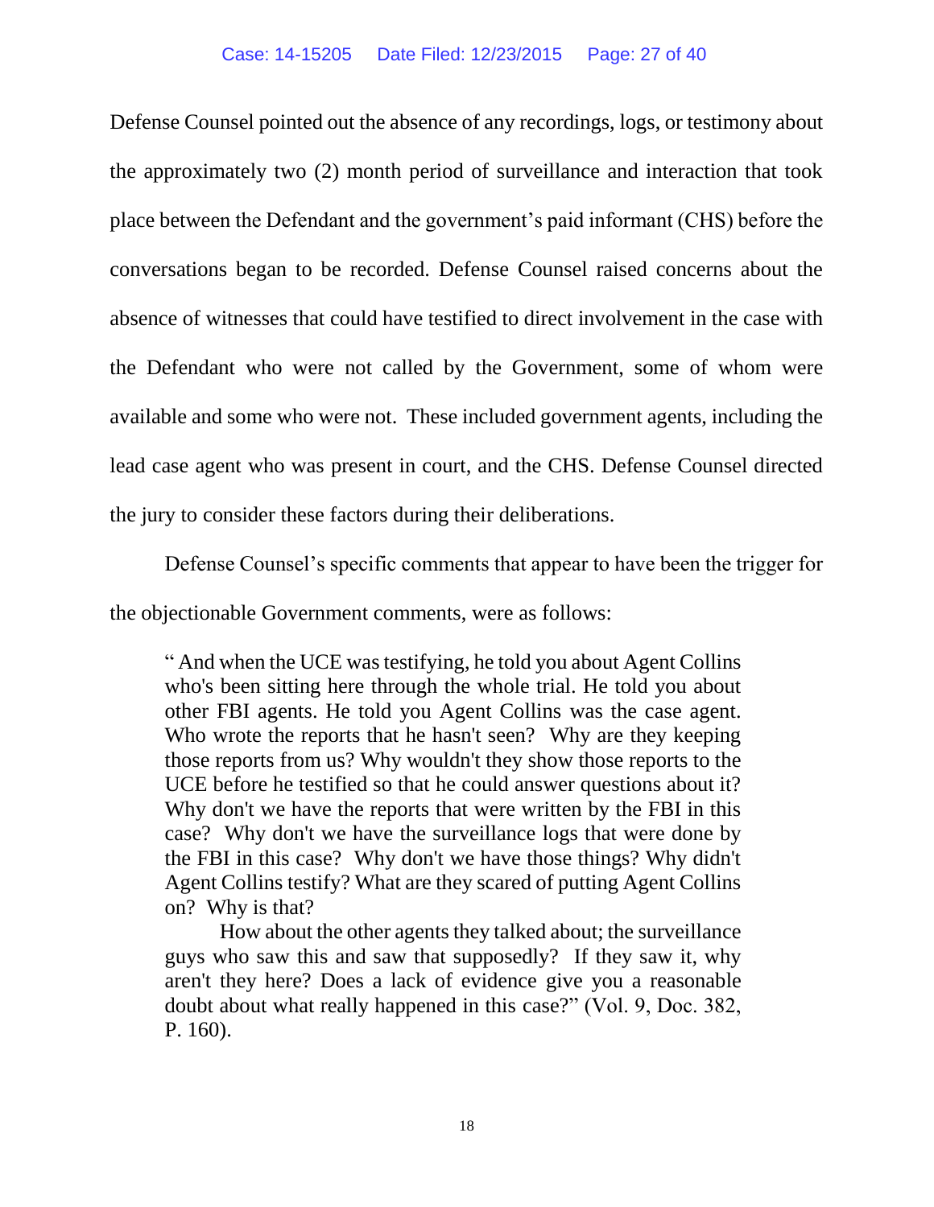Defense Counsel pointed out the absence of any recordings, logs, or testimony about the approximately two (2) month period of surveillance and interaction that took place between the Defendant and the government's paid informant (CHS) before the conversations began to be recorded. Defense Counsel raised concerns about the absence of witnesses that could have testified to direct involvement in the case with the Defendant who were not called by the Government, some of whom were available and some who were not. These included government agents, including the lead case agent who was present in court, and the CHS. Defense Counsel directed the jury to consider these factors during their deliberations.

Defense Counsel's specific comments that appear to have been the trigger for the objectionable Government comments, were as follows:

> " And when the UCE was testifying, he told you about Agent Collins who's been sitting here through the whole trial. He told you about other FBI agents. He told you Agent Collins was the case agent. Who wrote the reports that he hasn't seen? Why are they keeping those reports from us? Why wouldn't they show those reports to the UCE before he testified so that he could answer questions about it? Why don't we have the reports that were written by the FBI in this case? Why don't we have the surveillance logs that were done by the FBI in this case? Why don't we have those things? Why didn't Agent Collins testify? What are they scared of putting Agent Collins on? Why is that?
>
> How about the other agents they talked about; the surveillance guys who saw this and saw that supposedly? If they saw it, why aren't they here? Does a lack of evidence give you a reasonable doubt about what really happened in this case?" (Vol. 9, Doc. 382, P. 160).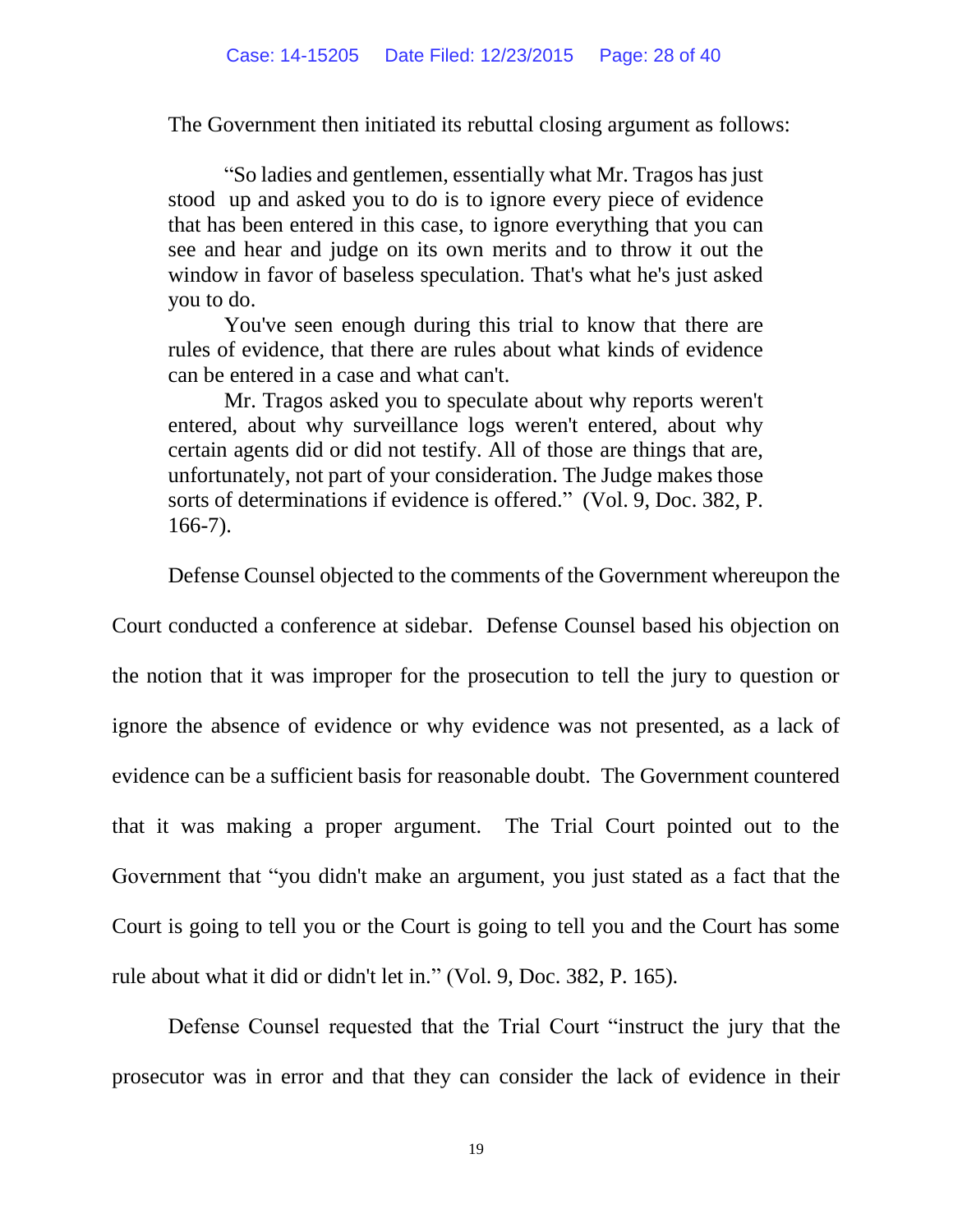The Government then initiated its rebuttal closing argument as follows:

> "So ladies and gentlemen, essentially what Mr. Tragos has just stood up and asked you to do is to ignore every piece of evidence that has been entered in this case, to ignore everything that you can see and hear and judge on its own merits and to throw it out the window in favor of baseless speculation. That's what he's just asked you to do.
>
> You've seen enough during this trial to know that there are rules of evidence, that there are rules about what kinds of evidence can be entered in a case and what can't.
>
> Mr. Tragos asked you to speculate about why reports weren't entered, about why surveillance logs weren't entered, about why certain agents did or did not testify. All of those are things that are, unfortunately, not part of your consideration. The Judge makes those sorts of determinations if evidence is offered." (Vol. 9, Doc. 382, P. 166-7).

Defense Counsel objected to the comments of the Government whereupon the Court conducted a conference at sidebar. Defense Counsel based his objection on the notion that it was improper for the prosecution to tell the jury to question or ignore the absence of evidence or why evidence was not presented, as a lack of evidence can be a sufficient basis for reasonable doubt. The Government countered that it was making a proper argument. The Trial Court pointed out to the Government that "you didn't make an argument, you just stated as a fact that the Court is going to tell you or the Court is going to tell you and the Court has some rule about what it did or didn't let in." (Vol. 9, Doc. 382, P. 165).

Defense Counsel requested that the Trial Court "instruct the jury that the prosecutor was in error and that they can consider the lack of evidence in their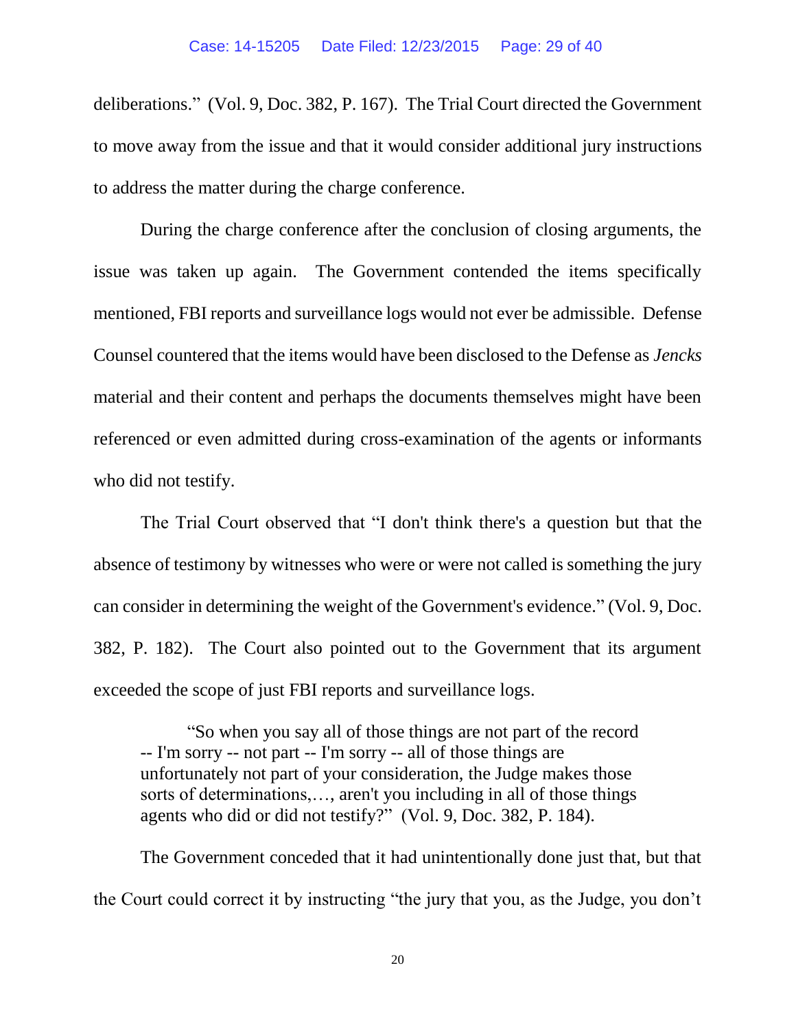deliberations." (Vol. 9, Doc. 382, P. 167). The Trial Court directed the Government to move away from the issue and that it would consider additional jury instructions to address the matter during the charge conference.

During the charge conference after the conclusion of closing arguments, the issue was taken up again. The Government contended the items specifically mentioned, FBI reports and surveillance logs would not ever be admissible. Defense Counsel countered that the items would have been disclosed to the Defense as *Jencks* material and their content and perhaps the documents themselves might have been referenced or even admitted during cross-examination of the agents or informants who did not testify.

The Trial Court observed that "I don't think there's a question but that the absence of testimony by witnesses who were or were not called is something the jury can consider in determining the weight of the Government's evidence." (Vol. 9, Doc. 382, P. 182). The Court also pointed out to the Government that its argument exceeded the scope of just FBI reports and surveillance logs.

> "So when you say all of those things are not part of the record -- I'm sorry -- not part -- I'm sorry -- all of those things are unfortunately not part of your consideration, the Judge makes those sorts of determinations,…, aren't you including in all of those things agents who did or did not testify?" (Vol. 9, Doc. 382, P. 184).

The Government conceded that it had unintentionally done just that, but that the Court could correct it by instructing "the jury that you, as the Judge, you don't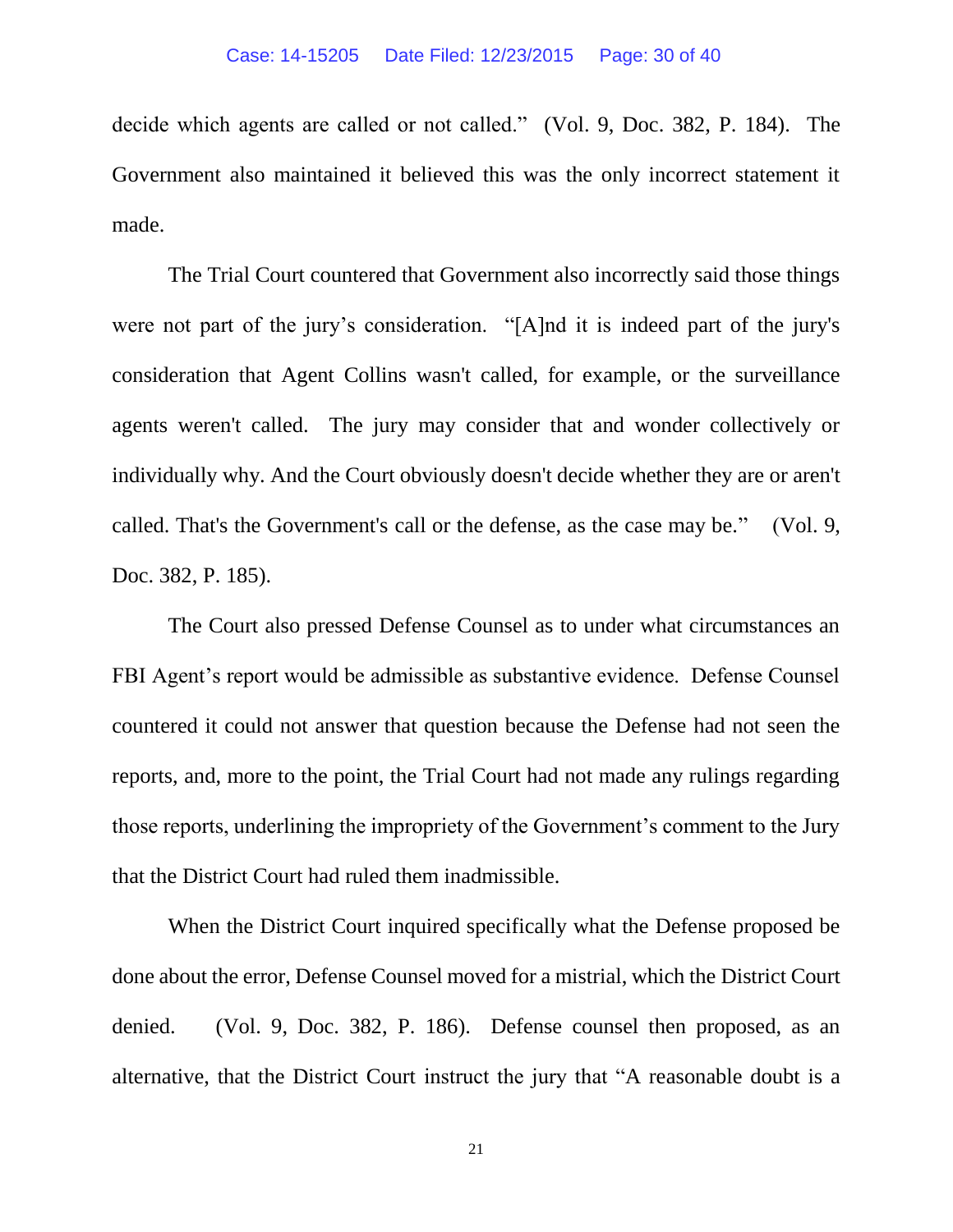decide which agents are called or not called." (Vol. 9, Doc. 382, P. 184). The Government also maintained it believed this was the only incorrect statement it made.

The Trial Court countered that Government also incorrectly said those things were not part of the jury's consideration. "[A]nd it is indeed part of the jury's consideration that Agent Collins wasn't called, for example, or the surveillance agents weren't called. The jury may consider that and wonder collectively or individually why. And the Court obviously doesn't decide whether they are or aren't called. That's the Government's call or the defense, as the case may be." (Vol. 9, Doc. 382, P. 185).

The Court also pressed Defense Counsel as to under what circumstances an FBI Agent's report would be admissible as substantive evidence. Defense Counsel countered it could not answer that question because the Defense had not seen the reports, and, more to the point, the Trial Court had not made any rulings regarding those reports, underlining the impropriety of the Government's comment to the Jury that the District Court had ruled them inadmissible.

When the District Court inquired specifically what the Defense proposed be done about the error, Defense Counsel moved for a mistrial, which the District Court denied. (Vol. 9, Doc. 382, P. 186). Defense counsel then proposed, as an alternative, that the District Court instruct the jury that "A reasonable doubt is a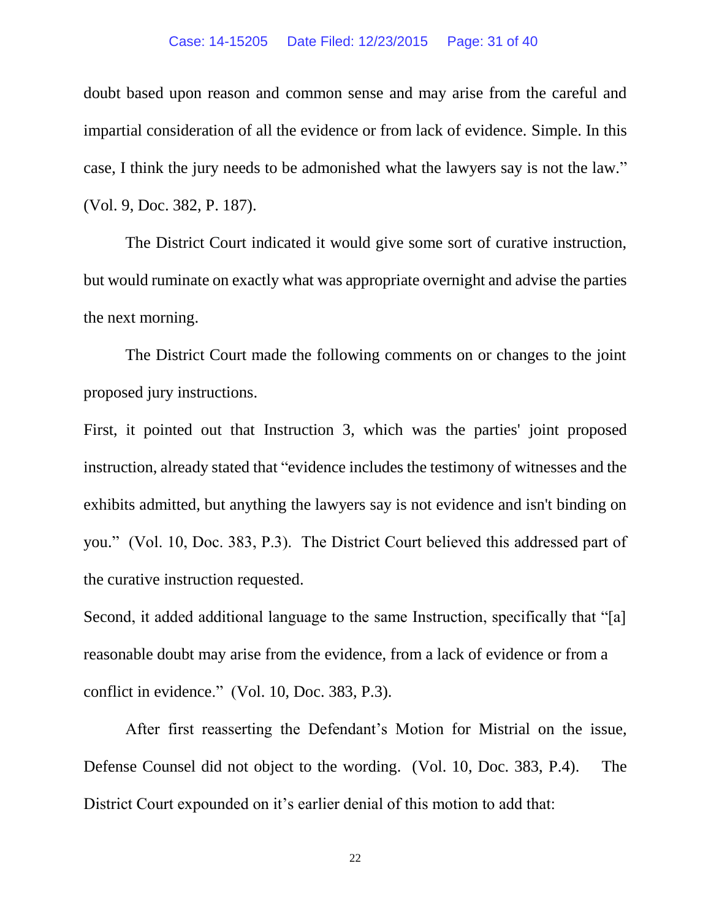doubt based upon reason and common sense and may arise from the careful and impartial consideration of all the evidence or from lack of evidence. Simple. In this case, I think the jury needs to be admonished what the lawyers say is not the law." (Vol. 9, Doc. 382, P. 187).

The District Court indicated it would give some sort of curative instruction, but would ruminate on exactly what was appropriate overnight and advise the parties the next morning.

The District Court made the following comments on or changes to the joint proposed jury instructions.

First, it pointed out that Instruction 3, which was the parties' joint proposed instruction, already stated that "evidence includes the testimony of witnesses and the exhibits admitted, but anything the lawyers say is not evidence and isn't binding on you." (Vol. 10, Doc. 383, P.3). The District Court believed this addressed part of the curative instruction requested.

Second, it added additional language to the same Instruction, specifically that "[a] reasonable doubt may arise from the evidence, from a lack of evidence or from a conflict in evidence." (Vol. 10, Doc. 383, P.3).

After first reasserting the Defendant's Motion for Mistrial on the issue, Defense Counsel did not object to the wording. (Vol. 10, Doc. 383, P.4). The District Court expounded on it's earlier denial of this motion to add that: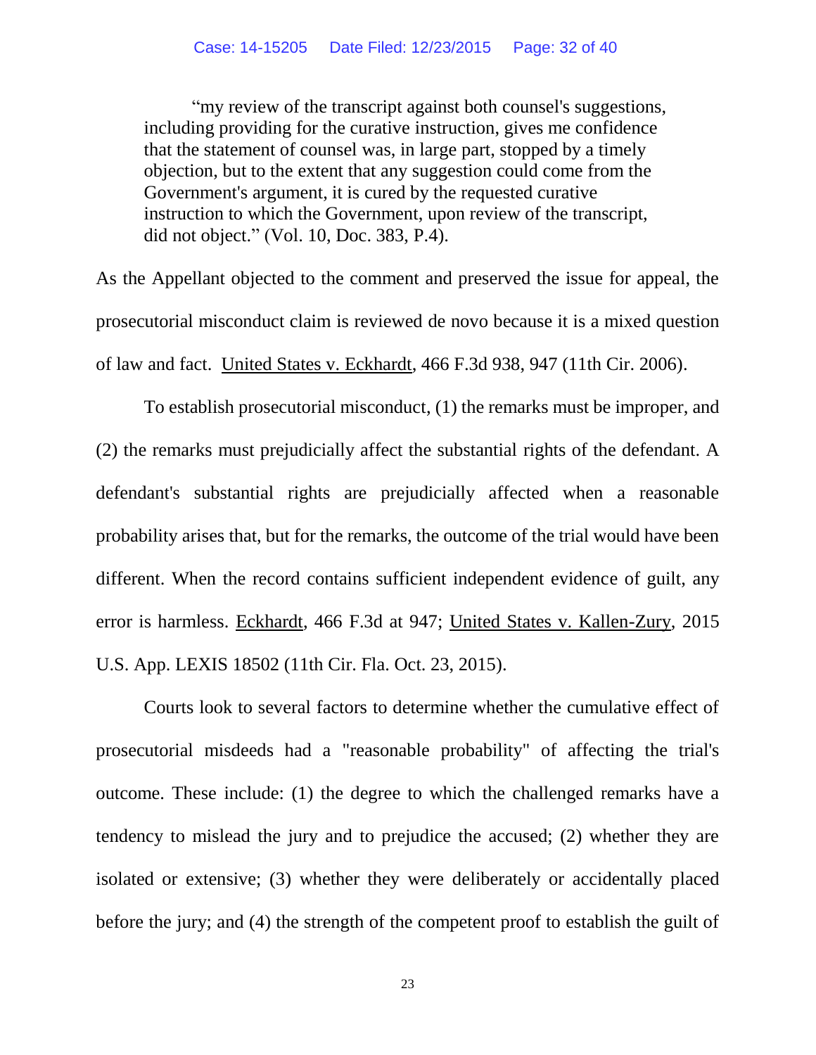> "my review of the transcript against both counsel's suggestions, including providing for the curative instruction, gives me confidence that the statement of counsel was, in large part, stopped by a timely objection, but to the extent that any suggestion could come from the Government's argument, it is cured by the requested curative instruction to which the Government, upon review of the transcript, did not object." (Vol. 10, Doc. 383, P.4).

As the Appellant objected to the comment and preserved the issue for appeal, the prosecutorial misconduct claim is reviewed de novo because it is a mixed question of law and fact. United States v. Eckhardt, 466 F.3d 938, 947 (11th Cir. 2006).

To establish prosecutorial misconduct, (1) the remarks must be improper, and (2) the remarks must prejudicially affect the substantial rights of the defendant. A defendant's substantial rights are prejudicially affected when a reasonable probability arises that, but for the remarks, the outcome of the trial would have been different. When the record contains sufficient independent evidence of guilt, any error is harmless. Eckhardt, 466 F.3d at 947; United States v. Kallen-Zury, 2015 U.S. App. LEXIS 18502 (11th Cir. Fla. Oct. 23, 2015).

Courts look to several factors to determine whether the cumulative effect of prosecutorial misdeeds had a "reasonable probability" of affecting the trial's outcome. These include: (1) the degree to which the challenged remarks have a tendency to mislead the jury and to prejudice the accused; (2) whether they are isolated or extensive; (3) whether they were deliberately or accidentally placed before the jury; and (4) the strength of the competent proof to establish the guilt of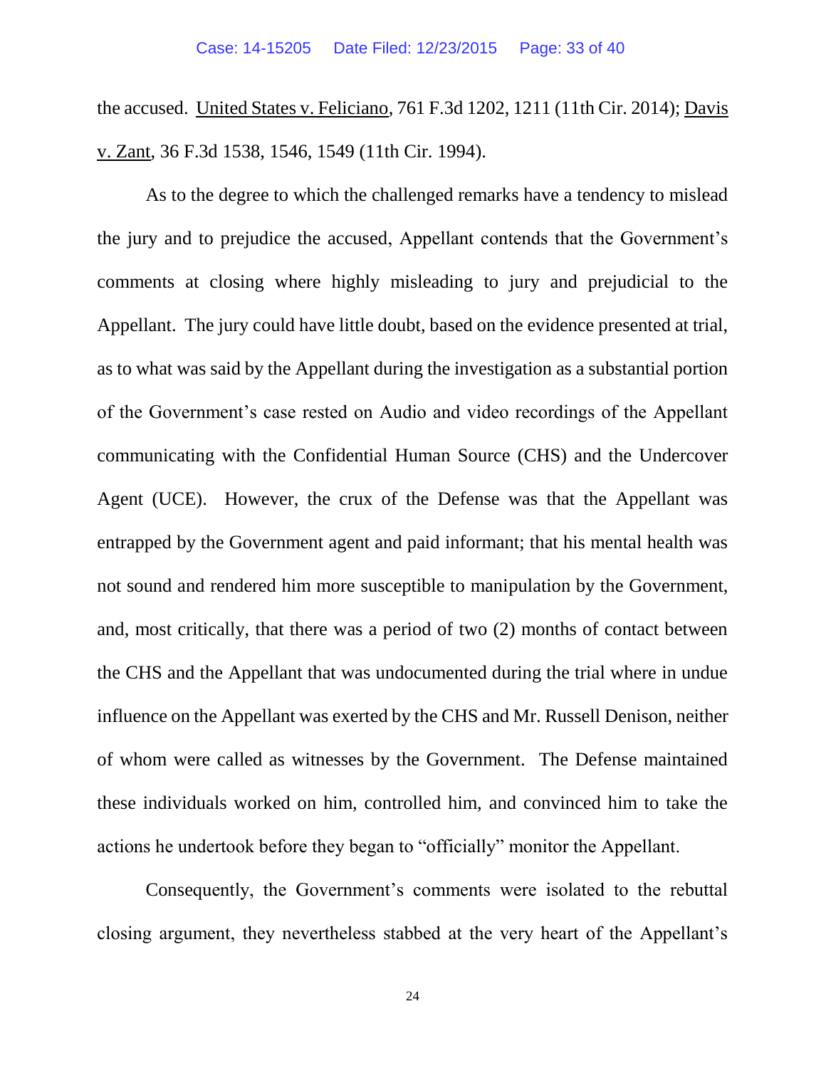the accused. United States v. Feliciano, 761 F.3d 1202, 1211 (11th Cir. 2014); Davis v. Zant, 36 F.3d 1538, 1546, 1549 (11th Cir. 1994).

As to the degree to which the challenged remarks have a tendency to mislead the jury and to prejudice the accused, Appellant contends that the Government's comments at closing where highly misleading to jury and prejudicial to the Appellant. The jury could have little doubt, based on the evidence presented at trial, as to what was said by the Appellant during the investigation as a substantial portion of the Government's case rested on Audio and video recordings of the Appellant communicating with the Confidential Human Source (CHS) and the Undercover Agent (UCE). However, the crux of the Defense was that the Appellant was entrapped by the Government agent and paid informant; that his mental health was not sound and rendered him more susceptible to manipulation by the Government, and, most critically, that there was a period of two (2) months of contact between the CHS and the Appellant that was undocumented during the trial where in undue influence on the Appellant was exerted by the CHS and Mr. Russell Denison, neither of whom were called as witnesses by the Government. The Defense maintained these individuals worked on him, controlled him, and convinced him to take the actions he undertook before they began to "officially" monitor the Appellant.

Consequently, the Government's comments were isolated to the rebuttal closing argument, they nevertheless stabbed at the very heart of the Appellant's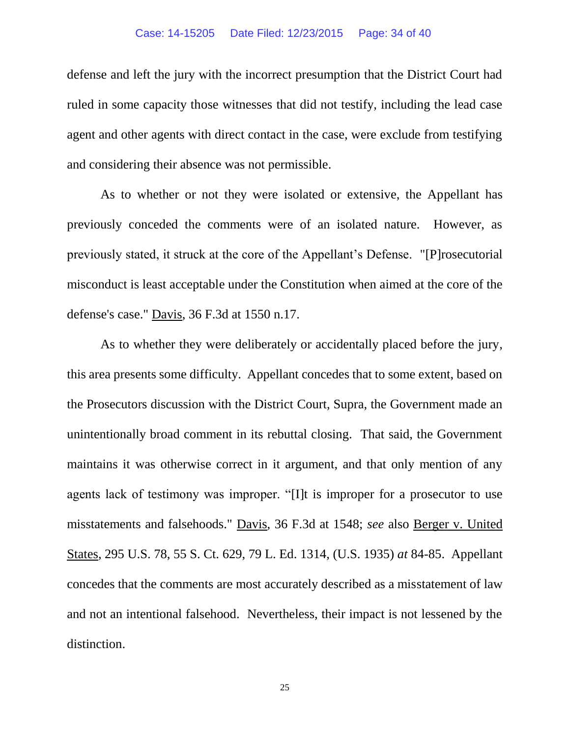defense and left the jury with the incorrect presumption that the District Court had ruled in some capacity those witnesses that did not testify, including the lead case agent and other agents with direct contact in the case, were exclude from testifying and considering their absence was not permissible.

As to whether or not they were isolated or extensive, the Appellant has previously conceded the comments were of an isolated nature. However, as previously stated, it struck at the core of the Appellant's Defense. "[P]rosecutorial misconduct is least acceptable under the Constitution when aimed at the core of the defense's case." Davis, 36 F.3d at 1550 n.17.

As to whether they were deliberately or accidentally placed before the jury, this area presents some difficulty. Appellant concedes that to some extent, based on the Prosecutors discussion with the District Court, Supra, the Government made an unintentionally broad comment in its rebuttal closing. That said, the Government maintains it was otherwise correct in it argument, and that only mention of any agents lack of testimony was improper. "[I]t is improper for a prosecutor to use misstatements and falsehoods." Davis, 36 F.3d at 1548; *see* also Berger v. United States, 295 U.S. 78, 55 S. Ct. 629, 79 L. Ed. 1314, (U.S. 1935) *at* 84-85. Appellant concedes that the comments are most accurately described as a misstatement of law and not an intentional falsehood. Nevertheless, their impact is not lessened by the distinction.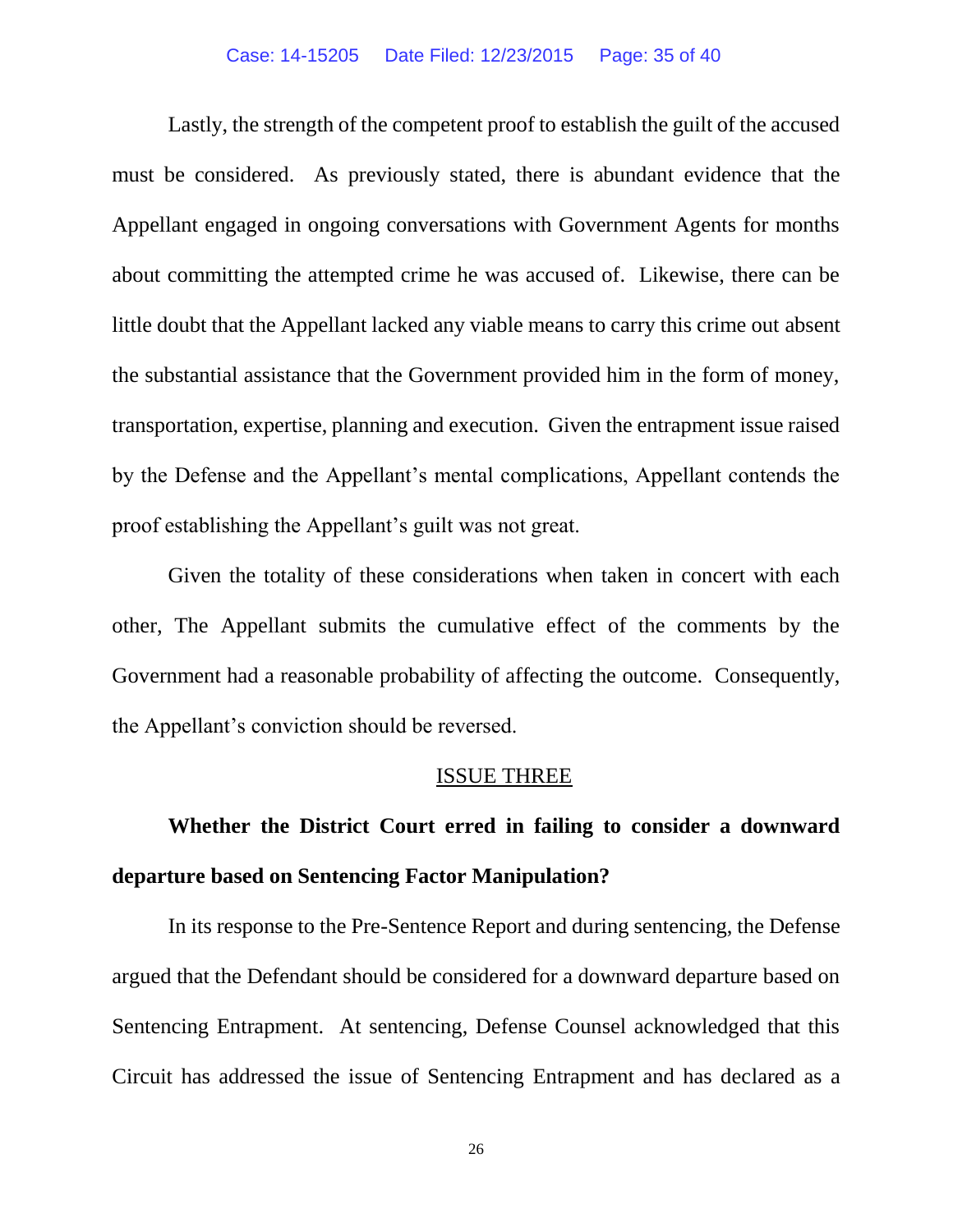Lastly, the strength of the competent proof to establish the guilt of the accused must be considered. As previously stated, there is abundant evidence that the Appellant engaged in ongoing conversations with Government Agents for months about committing the attempted crime he was accused of. Likewise, there can be little doubt that the Appellant lacked any viable means to carry this crime out absent the substantial assistance that the Government provided him in the form of money, transportation, expertise, planning and execution. Given the entrapment issue raised by the Defense and the Appellant's mental complications, Appellant contends the proof establishing the Appellant's guilt was not great.

Given the totality of these considerations when taken in concert with each other, The Appellant submits the cumulative effect of the comments by the Government had a reasonable probability of affecting the outcome. Consequently, the Appellant's conviction should be reversed.

## ISSUE THREE

**Whether the District Court erred in failing to consider a downward departure based on Sentencing Factor Manipulation?**

In its response to the Pre-Sentence Report and during sentencing, the Defense argued that the Defendant should be considered for a downward departure based on Sentencing Entrapment. At sentencing, Defense Counsel acknowledged that this Circuit has addressed the issue of Sentencing Entrapment and has declared as a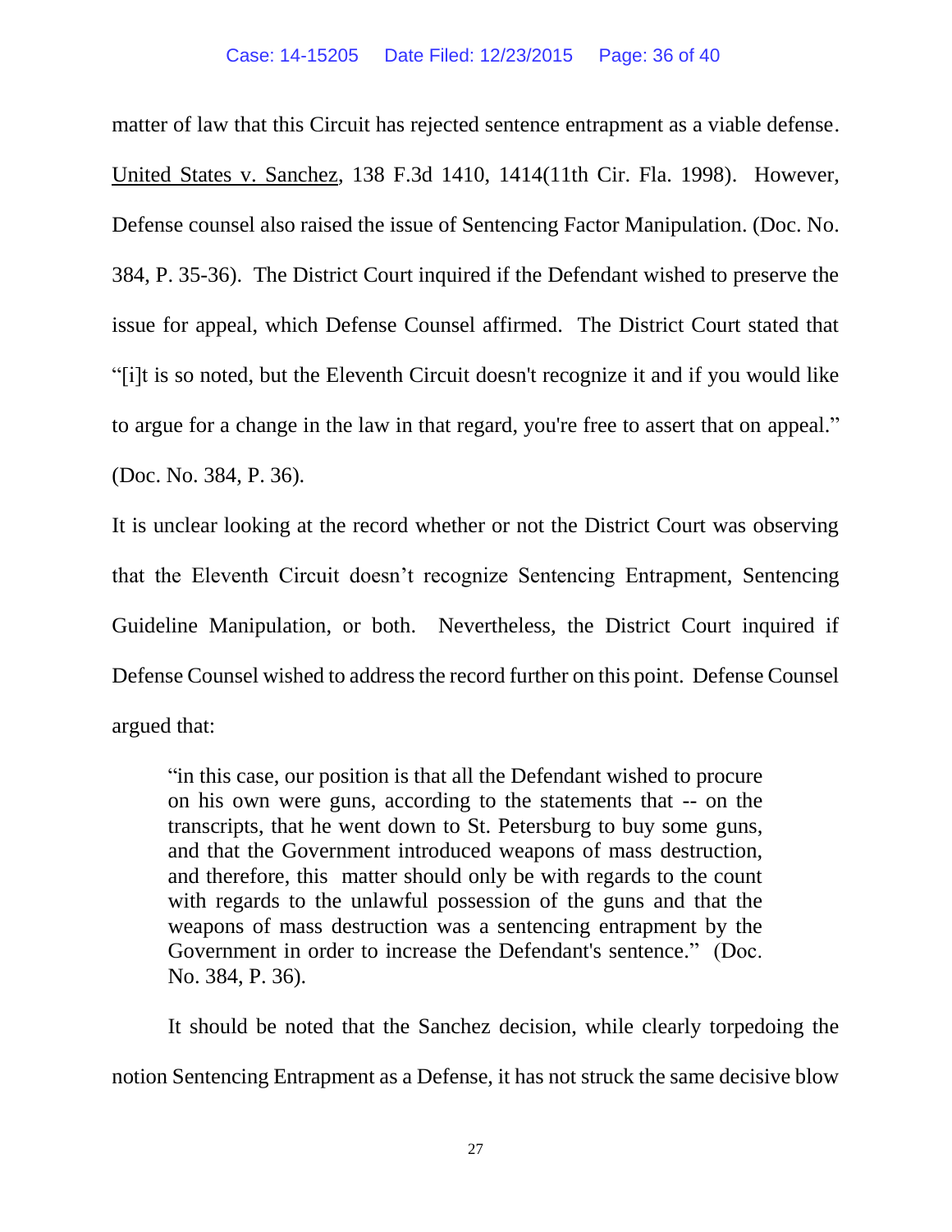matter of law that this Circuit has rejected sentence entrapment as a viable defense. United States v. Sanchez, 138 F.3d 1410, 1414(11th Cir. Fla. 1998). However, Defense counsel also raised the issue of Sentencing Factor Manipulation. (Doc. No. 384, P. 35-36). The District Court inquired if the Defendant wished to preserve the issue for appeal, which Defense Counsel affirmed. The District Court stated that "[i]t is so noted, but the Eleventh Circuit doesn't recognize it and if you would like to argue for a change in the law in that regard, you're free to assert that on appeal." (Doc. No. 384, P. 36).

It is unclear looking at the record whether or not the District Court was observing that the Eleventh Circuit doesn't recognize Sentencing Entrapment, Sentencing Guideline Manipulation, or both. Nevertheless, the District Court inquired if Defense Counsel wished to address the record further on this point. Defense Counsel argued that:

> "in this case, our position is that all the Defendant wished to procure on his own were guns, according to the statements that -- on the transcripts, that he went down to St. Petersburg to buy some guns, and that the Government introduced weapons of mass destruction, and therefore, this matter should only be with regards to the count with regards to the unlawful possession of the guns and that the weapons of mass destruction was a sentencing entrapment by the Government in order to increase the Defendant's sentence." (Doc. No. 384, P. 36).

It should be noted that the Sanchez decision, while clearly torpedoing the notion Sentencing Entrapment as a Defense, it has not struck the same decisive blow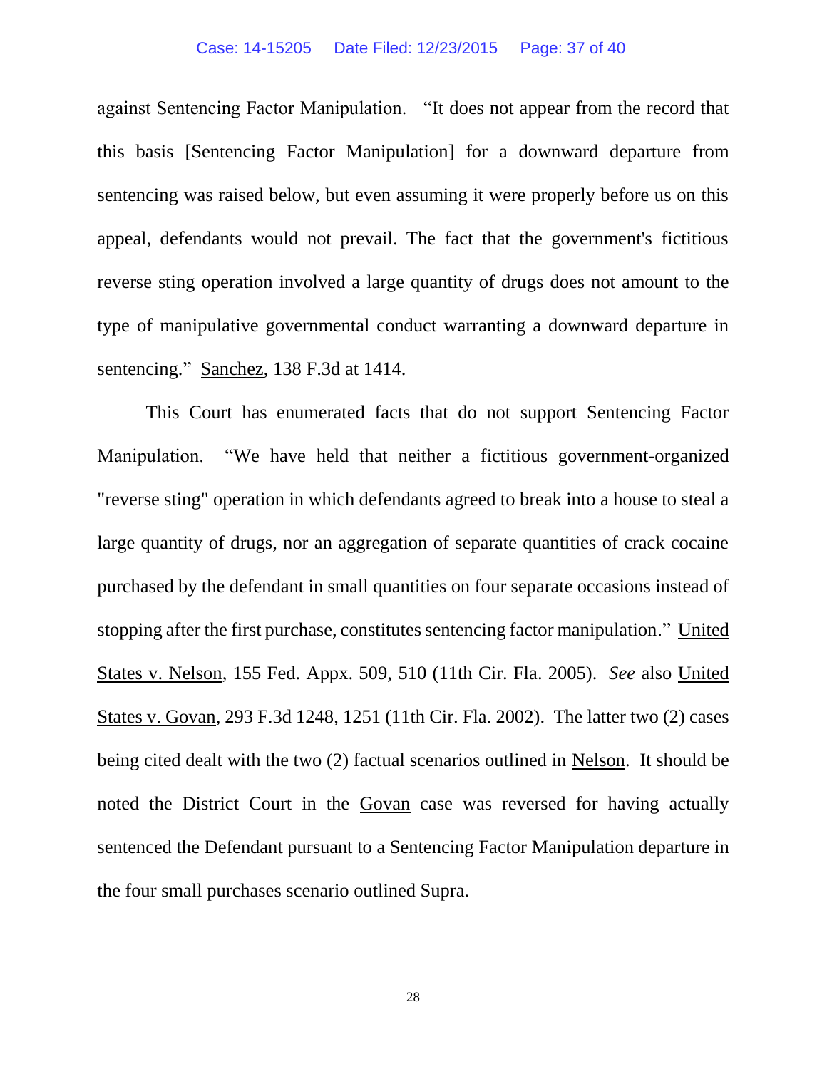against Sentencing Factor Manipulation. "It does not appear from the record that this basis [Sentencing Factor Manipulation] for a downward departure from sentencing was raised below, but even assuming it were properly before us on this appeal, defendants would not prevail. The fact that the government's fictitious reverse sting operation involved a large quantity of drugs does not amount to the type of manipulative governmental conduct warranting a downward departure in sentencing." Sanchez, 138 F.3d at 1414.

This Court has enumerated facts that do not support Sentencing Factor Manipulation. "We have held that neither a fictitious government-organized "reverse sting" operation in which defendants agreed to break into a house to steal a large quantity of drugs, nor an aggregation of separate quantities of crack cocaine purchased by the defendant in small quantities on four separate occasions instead of stopping after the first purchase, constitutes sentencing factor manipulation." United States v. Nelson, 155 Fed. Appx. 509, 510 (11th Cir. Fla. 2005). *See* also United States v. Govan, 293 F.3d 1248, 1251 (11th Cir. Fla. 2002). The latter two (2) cases being cited dealt with the two (2) factual scenarios outlined in Nelson. It should be noted the District Court in the Govan case was reversed for having actually sentenced the Defendant pursuant to a Sentencing Factor Manipulation departure in the four small purchases scenario outlined Supra.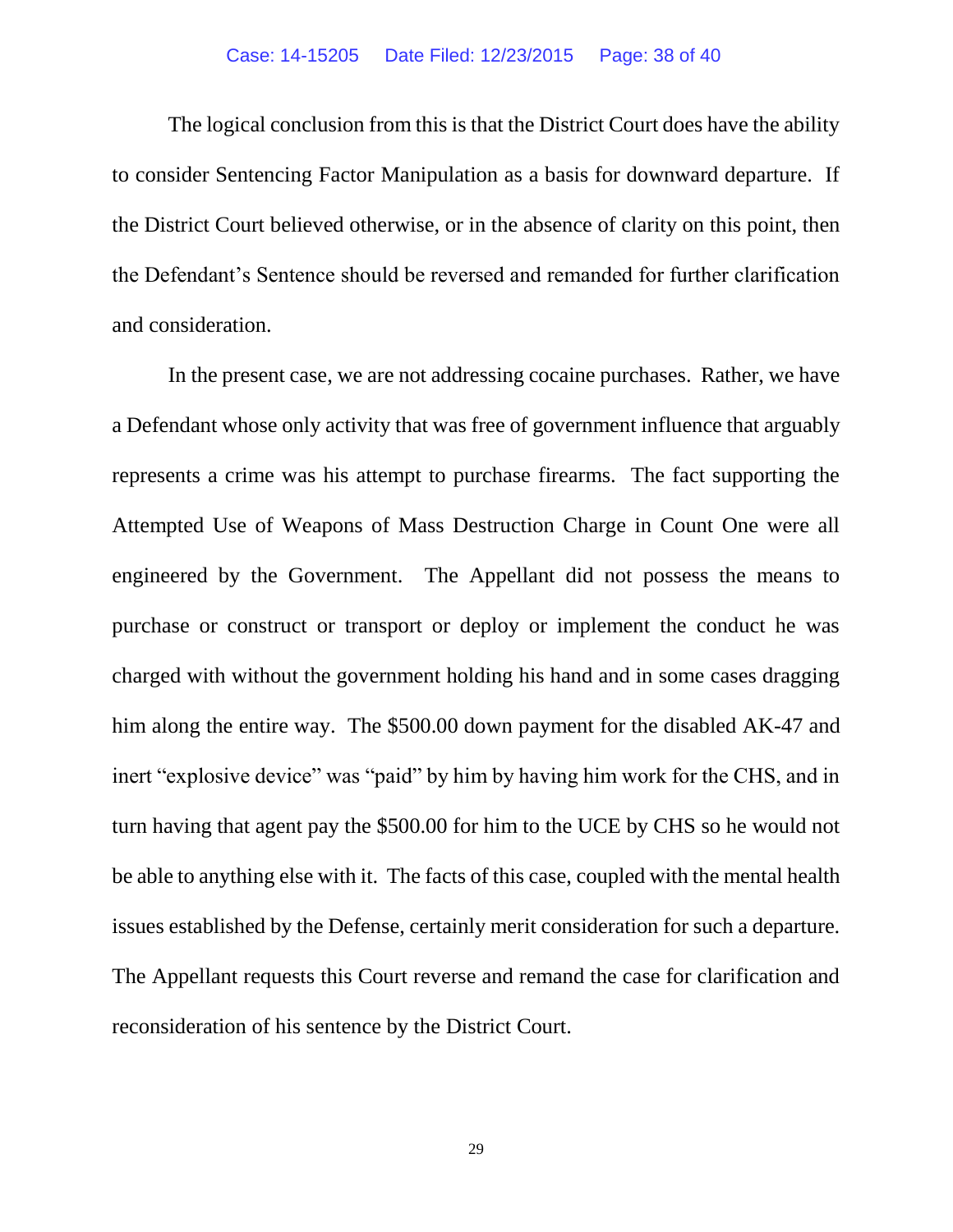The logical conclusion from this is that the District Court does have the ability to consider Sentencing Factor Manipulation as a basis for downward departure. If the District Court believed otherwise, or in the absence of clarity on this point, then the Defendant's Sentence should be reversed and remanded for further clarification and consideration.

In the present case, we are not addressing cocaine purchases. Rather, we have a Defendant whose only activity that was free of government influence that arguably represents a crime was his attempt to purchase firearms. The fact supporting the Attempted Use of Weapons of Mass Destruction Charge in Count One were all engineered by the Government. The Appellant did not possess the means to purchase or construct or transport or deploy or implement the conduct he was charged with without the government holding his hand and in some cases dragging him along the entire way. The $500.00 down payment for the disabled AK-47 and inert "explosive device" was "paid" by him by having him work for the CHS, and in turn having that agent pay the $500.00 for him to the UCE by CHS so he would not be able to anything else with it. The facts of this case, coupled with the mental health issues established by the Defense, certainly merit consideration for such a departure. The Appellant requests this Court reverse and remand the case for clarification and reconsideration of his sentence by the District Court.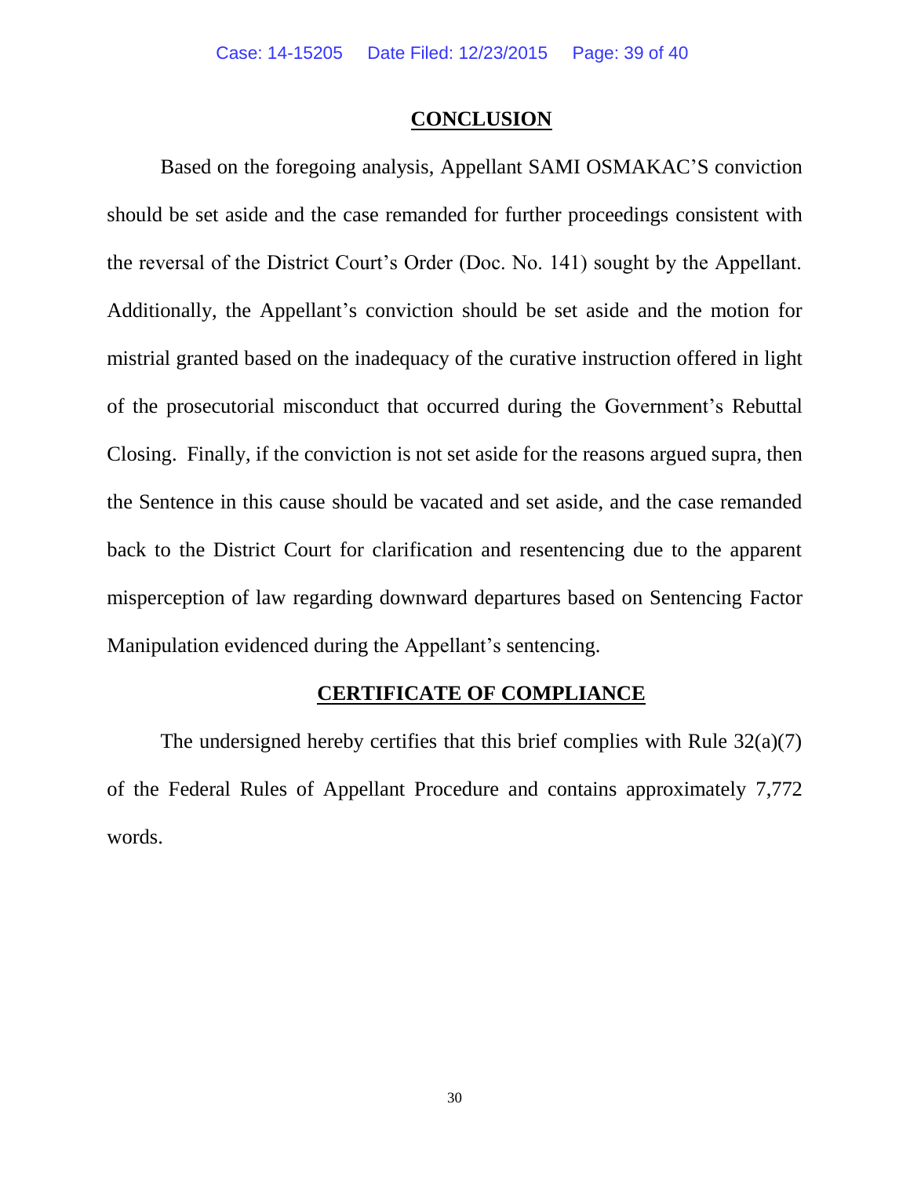## **CONCLUSION**

Based on the foregoing analysis, Appellant SAMI OSMAKAC'S conviction should be set aside and the case remanded for further proceedings consistent with the reversal of the District Court's Order (Doc. No. 141) sought by the Appellant. Additionally, the Appellant's conviction should be set aside and the motion for mistrial granted based on the inadequacy of the curative instruction offered in light of the prosecutorial misconduct that occurred during the Government's Rebuttal Closing. Finally, if the conviction is not set aside for the reasons argued supra, then the Sentence in this cause should be vacated and set aside, and the case remanded back to the District Court for clarification and resentencing due to the apparent misperception of law regarding downward departures based on Sentencing Factor Manipulation evidenced during the Appellant's sentencing.

## **CERTIFICATE OF COMPLIANCE**

The undersigned hereby certifies that this brief complies with Rule 32(a)(7) of the Federal Rules of Appellant Procedure and contains approximately 7,772 words.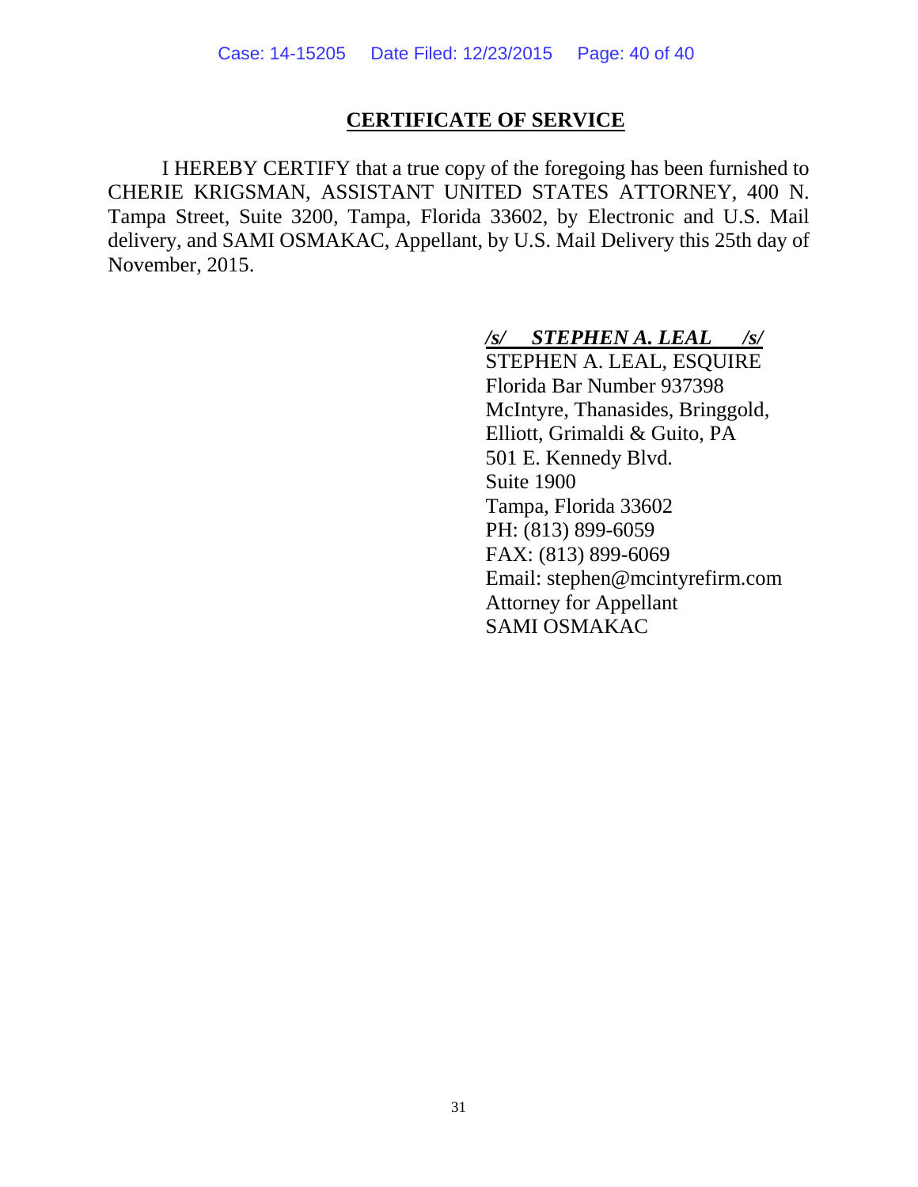## CERTIFICATE OF SERVICE

I HEREBY CERTIFY that a true copy of the foregoing has been furnished to CHERIE KRIGSMAN, ASSISTANT UNITED STATES ATTORNEY, 400 N. Tampa Street, Suite 3200, Tampa, Florida 33602, by Electronic and U.S. Mail delivery, and SAMI OSMAKAC, Appellant, by U.S. Mail Delivery this 25th day of November, 2015.

***/s/ STEPHEN A. LEAL /s/***
STEPHEN A. LEAL, ESQUIRE
Florida Bar Number 937398
McIntyre, Thanasides, Bringgold,
Elliott, Grimaldi & Guito, PA
501 E. Kennedy Blvd.
Suite 1900
Tampa, Florida 33602
PH: (813) 899-6059
FAX: (813) 899-6069
Email: stephen@mcintyrefirm.com
Attorney for Appellant
SAMI OSMAKAC